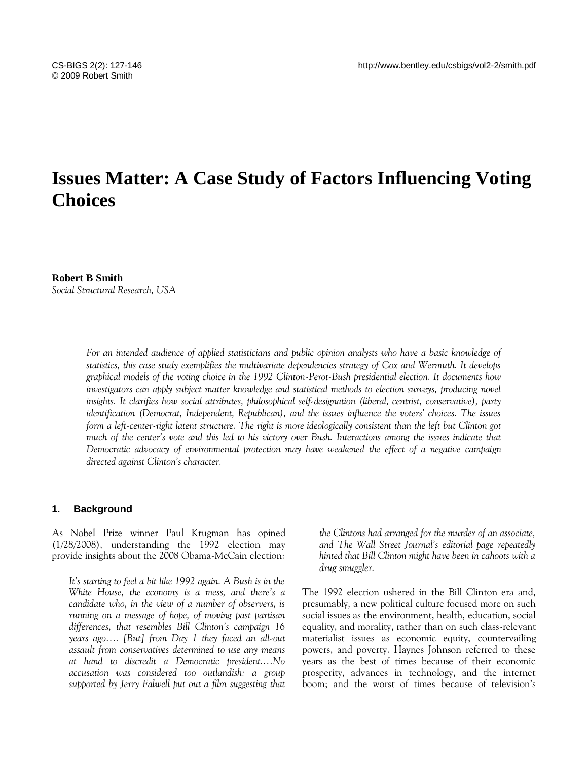# Issues Matter: A Case Study of Factors Influencing Voting Choices

**Robert B Smith**
*Social Structural Research, USA*

*For an intended audience of applied statisticians and public opinion analysts who have a basic knowledge of statistics, this case study exemplifies the multivariate dependencies strategy of Cox and Wermuth. It develops graphical models of the voting choice in the 1992 Clinton-Perot-Bush presidential election. It documents how investigators can apply subject matter knowledge and statistical methods to election surveys, producing novel insights. It clarifies how social attributes, philosophical self-designation (liberal, centrist, conservative), party identification (Democrat, Independent, Republican), and the issues influence the voters' choices. The issues form a left-center-right latent structure. The right is more ideologically consistent than the left but Clinton got much of the center's vote and this led to his victory over Bush. Interactions among the issues indicate that Democratic advocacy of environmental protection may have weakened the effect of a negative campaign directed against Clinton's character.*

## 1. Background

As Nobel Prize winner Paul Krugman has opined (1/28/2008), understanding the 1992 election may provide insights about the 2008 Obama-McCain election:

> *It's starting to feel a bit like 1992 again. A Bush is in the White House, the economy is a mess, and there's a candidate who, in the view of a number of observers, is running on a message of hope, of moving past partisan differences, that resembles Bill Clinton's campaign 16 years ago…. [But] from Day 1 they faced an all-out assault from conservatives determined to use any means at hand to discredit a Democratic president.…No accusation was considered too outlandish: a group supported by Jerry Falwell put out a film suggesting that the Clintons had arranged for the murder of an associate, and The Wall Street Journal's editorial page repeatedly hinted that Bill Clinton might have been in cahoots with a drug smuggler.*

The 1992 election ushered in the Bill Clinton era and, presumably, a new political culture focused more on such social issues as the environment, health, education, social equality, and morality, rather than on such class-relevant materialist issues as economic equity, countervailing powers, and poverty. Haynes Johnson referred to these years as the best of times because of their economic prosperity, advances in technology, and the internet boom; and the worst of times because of television's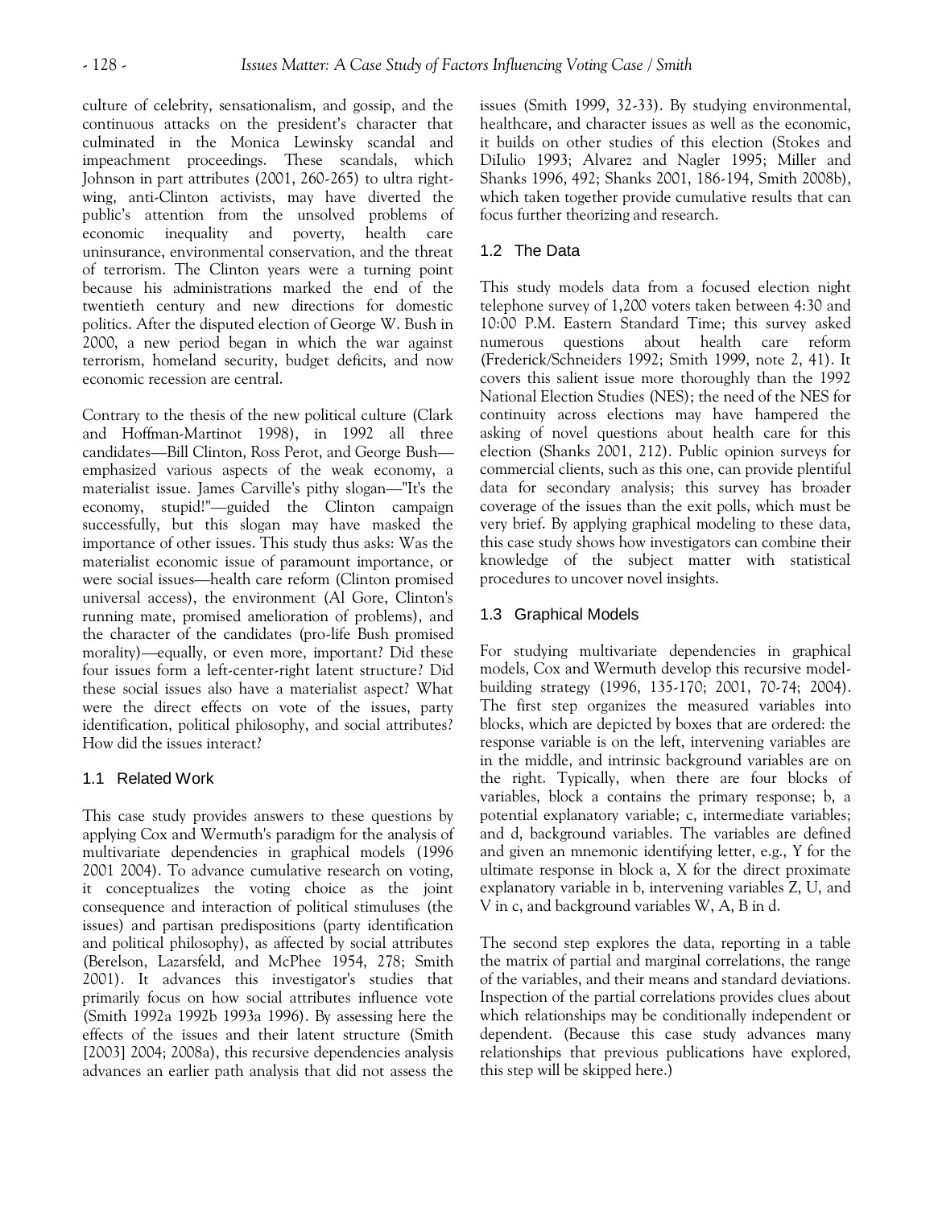culture of celebrity, sensationalism, and gossip, and the continuous attacks on the president's character that culminated in the Monica Lewinsky scandal and impeachment proceedings. These scandals, which Johnson in part attributes (2001, 260-265) to ultra right-wing, anti-Clinton activists, may have diverted the public's attention from the unsolved problems of economic inequality and poverty, health care uninsurance, environmental conservation, and the threat of terrorism. The Clinton years were a turning point because his administrations marked the end of the twentieth century and new directions for domestic politics. After the disputed election of George W. Bush in 2000, a new period began in which the war against terrorism, homeland security, budget deficits, and now economic recession are central.

Contrary to the thesis of the new political culture (Clark and Hoffman-Martinot 1998), in 1992 all three candidates—Bill Clinton, Ross Perot, and George Bush—emphasized various aspects of the weak economy, a materialist issue. James Carville's pithy slogan—"It's the economy, stupid!"—guided the Clinton campaign successfully, but this slogan may have masked the importance of other issues. This study thus asks: Was the materialist economic issue of paramount importance, or were social issues—health care reform (Clinton promised universal access), the environment (Al Gore, Clinton's running mate, promised amelioration of problems), and the character of the candidates (pro-life Bush promised morality)—equally, or even more, important? Did these four issues form a left-center-right latent structure? Did these social issues also have a materialist aspect? What were the direct effects on vote of the issues, party identification, political philosophy, and social attributes? How did the issues interact?

## 1.1 Related Work

This case study provides answers to these questions by applying Cox and Wermuth's paradigm for the analysis of multivariate dependencies in graphical models (1996 2001 2004). To advance cumulative research on voting, it conceptualizes the voting choice as the joint consequence and interaction of political stimuluses (the issues) and partisan predispositions (party identification and political philosophy), as affected by social attributes (Berelson, Lazarsfeld, and McPhee 1954, 278; Smith 2001). It advances this investigator's studies that primarily focus on how social attributes influence vote (Smith 1992a 1992b 1993a 1996). By assessing here the effects of the issues and their latent structure (Smith [2003] 2004; 2008a), this recursive dependencies analysis advances an earlier path analysis that did not assess the issues (Smith 1999, 32-33). By studying environmental, healthcare, and character issues as well as the economic, it builds on other studies of this election (Stokes and DiIulio 1993; Alvarez and Nagler 1995; Miller and Shanks 1996, 492; Shanks 2001, 186-194, Smith 2008b), which taken together provide cumulative results that can focus further theorizing and research.

## 1.2 The Data

This study models data from a focused election night telephone survey of 1,200 voters taken between 4:30 and 10:00 P.M. Eastern Standard Time; this survey asked numerous questions about health care reform (Frederick/Schneiders 1992; Smith 1999, note 2, 41). It covers this salient issue more thoroughly than the 1992 National Election Studies (NES); the need of the NES for continuity across elections may have hampered the asking of novel questions about health care for this election (Shanks 2001, 212). Public opinion surveys for commercial clients, such as this one, can provide plentiful data for secondary analysis; this survey has broader coverage of the issues than the exit polls, which must be very brief. By applying graphical modeling to these data, this case study shows how investigators can combine their knowledge of the subject matter with statistical procedures to uncover novel insights.

## 1.3 Graphical Models

For studying multivariate dependencies in graphical models, Cox and Wermuth develop this recursive model-building strategy (1996, 135-170; 2001, 70-74; 2004). The first step organizes the measured variables into blocks, which are depicted by boxes that are ordered: the response variable is on the left, intervening variables are in the middle, and intrinsic background variables are on the right. Typically, when there are four blocks of variables, block a contains the primary response; b, a potential explanatory variable; c, intermediate variables; and d, background variables. The variables are defined and given an mnemonic identifying letter, e.g., Y for the ultimate response in block a, X for the direct proximate explanatory variable in b, intervening variables Z, U, and V in c, and background variables W, A, B in d.

The second step explores the data, reporting in a table the matrix of partial and marginal correlations, the range of the variables, and their means and standard deviations. Inspection of the partial correlations provides clues about which relationships may be conditionally independent or dependent. (Because this case study advances many relationships that previous publications have explored, this step will be skipped here.)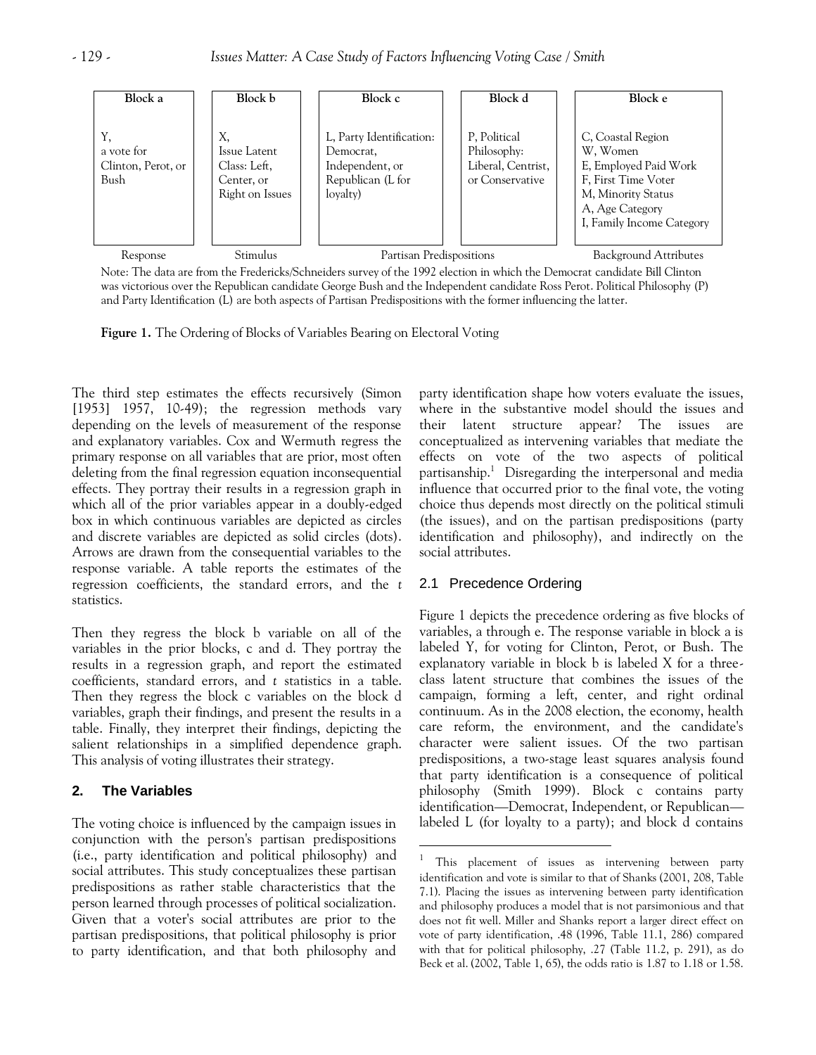| Block a | Block b | Block c | Block d | Block e |
| --- | --- | --- | --- | --- |
| Y, a vote for Clinton, Perot, or Bush | X, Issue Latent Class: Left, Center, or Right on Issues | L, Party Identification: Democrat, Independent, or Republican (L for loyalty) | P, Political Philosophy: Liberal, Centrist, or Conservative | C, Coastal Region<br>W, Women<br>E, Employed Paid Work<br>F, First Time Voter<br>M, Minority Status<br>A, Age Category<br>I, Family Income Category |
| Response | Stimulus | Partisan Predispositions | | Background Attributes |

Note: The data are from the Fredericks/Schneiders survey of the 1992 election in which the Democrat candidate Bill Clinton was victorious over the Republican candidate George Bush and the Independent candidate Ross Perot. Political Philosophy (P) and Party Identification (L) are both aspects of Partisan Predispositions with the former influencing the latter.

**Figure 1.** The Ordering of Blocks of Variables Bearing on Electoral Voting

The third step estimates the effects recursively (Simon [1953] 1957, 10-49); the regression methods vary depending on the levels of measurement of the response and explanatory variables. Cox and Wermuth regress the primary response on all variables that are prior, most often deleting from the final regression equation inconsequential effects. They portray their results in a regression graph in which all of the prior variables appear in a doubly-edged box in which continuous variables are depicted as circles and discrete variables are depicted as solid circles (dots). Arrows are drawn from the consequential variables to the response variable. A table reports the estimates of the regression coefficients, the standard errors, and the *t* statistics.

Then they regress the block b variable on all of the variables in the prior blocks, c and d. They portray the results in a regression graph, and report the estimated coefficients, standard errors, and *t* statistics in a table. Then they regress the block c variables on the block d variables, graph their findings, and present the results in a table. Finally, they interpret their findings, depicting the salient relationships in a simplified dependence graph. This analysis of voting illustrates their strategy.

## 2. The Variables

The voting choice is influenced by the campaign issues in conjunction with the person's partisan predispositions (i.e., party identification and political philosophy) and social attributes. This study conceptualizes these partisan predispositions as rather stable characteristics that the person learned through processes of political socialization. Given that a voter's social attributes are prior to the partisan predispositions, that political philosophy is prior to party identification, and that both philosophy and party identification shape how voters evaluate the issues, where in the substantive model should the issues and their latent structure appear? The issues are conceptualized as intervening variables that mediate the effects on vote of the two aspects of political partisanship.[1] Disregarding the interpersonal and media influence that occurred prior to the final vote, the voting choice thus depends most directly on the political stimuli (the issues), and on the partisan predispositions (party identification and philosophy), and indirectly on the social attributes.

### 2.1 Precedence Ordering

Figure 1 depicts the precedence ordering as five blocks of variables, a through e. The response variable in block a is labeled Y, for voting for Clinton, Perot, or Bush. The explanatory variable in block b is labeled X for a three-class latent structure that combines the issues of the campaign, forming a left, center, and right ordinal continuum. As in the 2008 election, the economy, health care reform, the environment, and the candidate's character were salient issues. Of the two partisan predispositions, a two-stage least squares analysis found that party identification is a consequence of political philosophy (Smith 1999). Block c contains party identification—Democrat, Independent, or Republican—labeled L (for loyalty to a party); and block d contains

[1] This placement of issues as intervening between party identification and vote is similar to that of Shanks (2001, 208, Table 7.1). Placing the issues as intervening between party identification and philosophy produces a model that is not parsimonious and that does not fit well. Miller and Shanks report a larger direct effect on vote of party identification, .48 (1996, Table 11.1, 286) compared with that for political philosophy, .27 (Table 11.2, p. 291), as do Beck et al. (2002, Table 1, 65), the odds ratio is 1.87 to 1.18 or 1.58.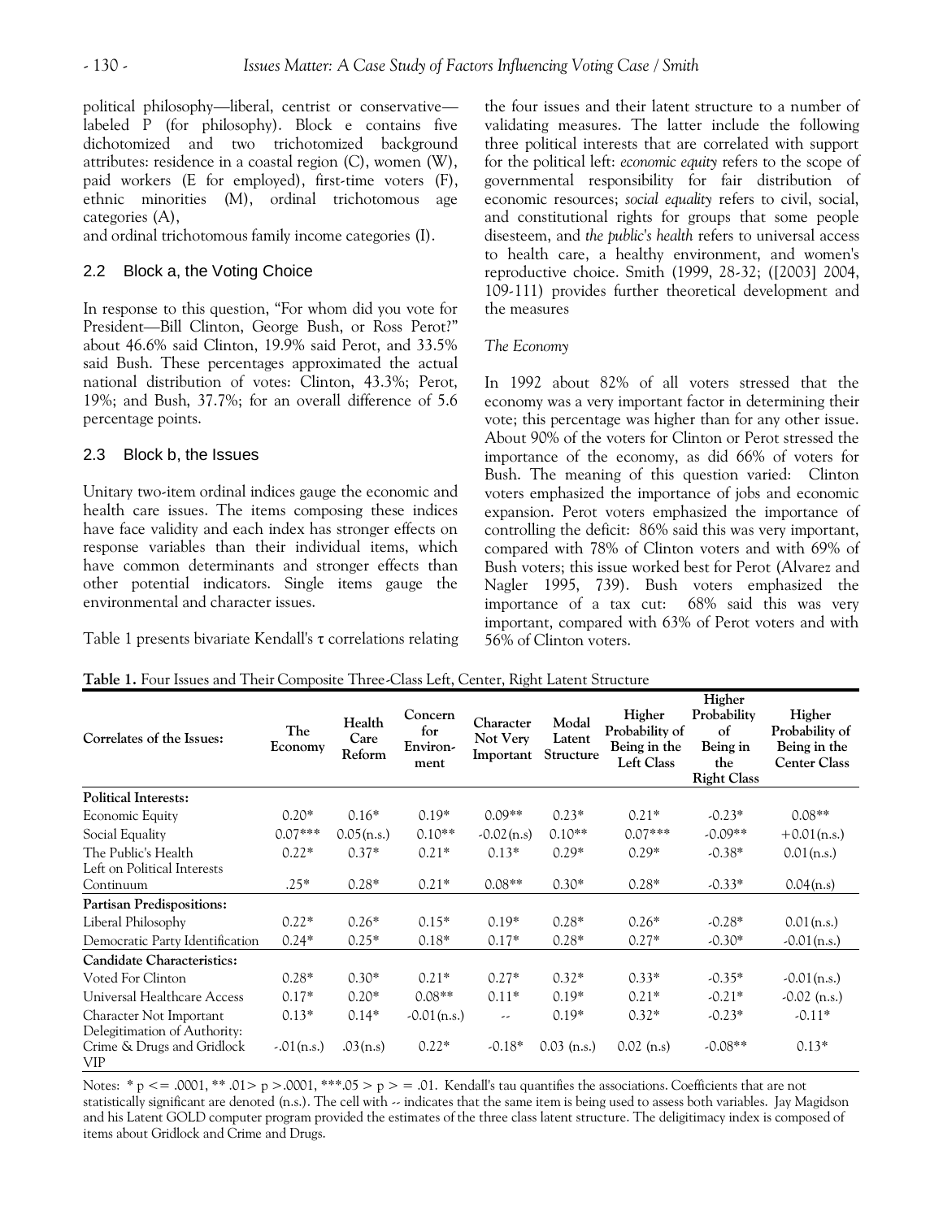political philosophy—liberal, centrist or conservative—labeled P (for philosophy). Block e contains five dichotomized and two trichotomized background attributes: residence in a coastal region (C), women (W), paid workers (E for employed), first-time voters (F), ethnic minorities (M), ordinal trichotomous age categories (A),

and ordinal trichotomous family income categories (I).

## 2.2 Block a, the Voting Choice

In response to this question, "For whom did you vote for President—Bill Clinton, George Bush, or Ross Perot?" about 46.6% said Clinton, 19.9% said Perot, and 33.5% said Bush. These percentages approximated the actual national distribution of votes: Clinton, 43.3%; Perot, 19%; and Bush, 37.7%; for an overall difference of 5.6 percentage points.

## 2.3 Block b, the Issues

Unitary two-item ordinal indices gauge the economic and health care issues. The items composing these indices have face validity and each index has stronger effects on response variables than their individual items, which have common determinants and stronger effects than other potential indicators. Single items gauge the environmental and character issues.

Table 1 presents bivariate Kendall's τ correlations relating the four issues and their latent structure to a number of validating measures. The latter include the following three political interests that are correlated with support for the political left: *economic equity* refers to the scope of governmental responsibility for fair distribution of economic resources; *social equality* refers to civil, social, and constitutional rights for groups that some people disesteem, and *the public's health* refers to universal access to health care, a healthy environment, and women's reproductive choice. Smith (1999, 28-32; ([2003] 2004, 109-111) provides further theoretical development and the measures

*The Economy*

In 1992 about 82% of all voters stressed that the economy was a very important factor in determining their vote; this percentage was higher than for any other issue. About 90% of the voters for Clinton or Perot stressed the importance of the economy, as did 66% of voters for Bush. The meaning of this question varied: Clinton voters emphasized the importance of jobs and economic expansion. Perot voters emphasized the importance of controlling the deficit: 86% said this was very important, compared with 78% of Clinton voters and with 69% of Bush voters; this issue worked best for Perot (Alvarez and Nagler 1995, 739). Bush voters emphasized the importance of a tax cut: 68% said this was very important, compared with 63% of Perot voters and with 56% of Clinton voters.

**Table 1.** Four Issues and Their Composite Three-Class Left, Center, Right Latent Structure

| Correlates of the Issues: | The Economy | Health Care Reform | Concern for Environment | Character Not Very Important | Modal Latent Structure | Higher Probability of Being in the Left Class | Higher Probability of Being in the Right Class | Higher Probability of Being in the Center Class |
|---|---|---|---|---|---|---|---|---|
| **Political Interests:** | | | | | | | | |
| Economic Equity | 0.20* | 0.16* | 0.19* | 0.09** | 0.23* | 0.21* | -0.23* | 0.08** |
| Social Equality | 0.07*** | 0.05(n.s.) | 0.10** | -0.02(n.s) | 0.10** | 0.07*** | -0.09** | +0.01(n.s.) |
| The Public's Health | 0.22* | 0.37* | 0.21* | 0.13* | 0.29* | 0.29* | -0.38* | 0.01(n.s.) |
| Left on Political Interests Continuum | .25* | 0.28* | 0.21* | 0.08** | 0.30* | 0.28* | -0.33* | 0.04(n.s) |
| **Partisan Predispositions:** | | | | | | | | |
| Liberal Philosophy | 0.22* | 0.26* | 0.15* | 0.19* | 0.28* | 0.26* | -0.28* | 0.01(n.s.) |
| Democratic Party Identification | 0.24* | 0.25* | 0.18* | 0.17* | 0.28* | 0.27* | -0.30* | -0.01(n.s.) |
| **Candidate Characteristics:** | | | | | | | | |
| Voted For Clinton | 0.28* | 0.30* | 0.21* | 0.27* | 0.32* | 0.33* | -0.35* | -0.01(n.s.) |
| Universal Healthcare Access | 0.17* | 0.20* | 0.08** | 0.11* | 0.19* | 0.21* | -0.21* | -0.02 (n.s.) |
| Character Not Important | 0.13* | 0.14* | -0.01(n.s.) | -- | 0.19* | 0.32* | -0.23* | -0.11* |
| Delegitimation of Authority: Crime & Drugs and Gridlock VIP | -.01(n.s.) | .03(n.s) | 0.22* | -0.18* | 0.03 (n.s.) | 0.02 (n.s) | -0.08** | 0.13* |

Notes: * p <= .0001, ** .01> p >.0001, ***.05 > p > = .01. Kendall's tau quantifies the associations. Coefficients that are not statistically significant are denoted (n.s.). The cell with -- indicates that the same item is being used to assess both variables. Jay Magidson and his Latent GOLD computer program provided the estimates of the three class latent structure. The deligitimacy index is composed of items about Gridlock and Crime and Drugs.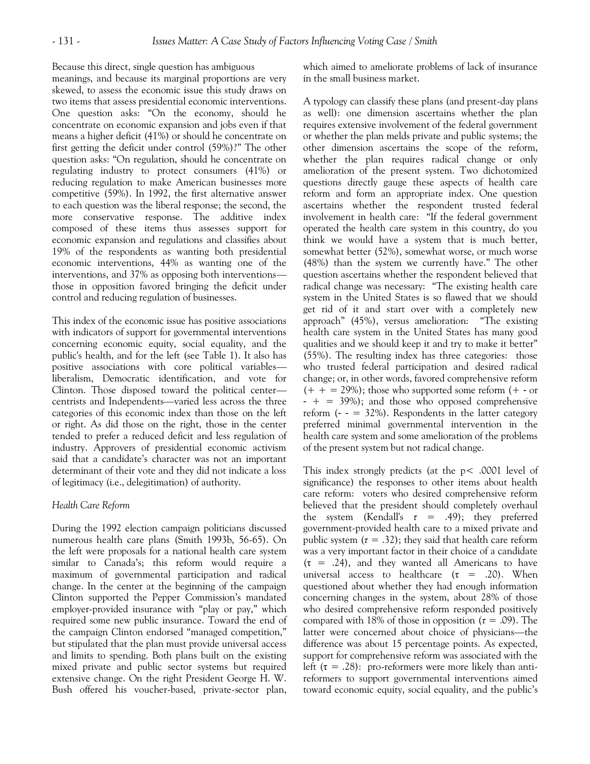Because this direct, single question has ambiguous meanings, and because its marginal proportions are very skewed, to assess the economic issue this study draws on two items that assess presidential economic interventions. One question asks: "On the economy, should he concentrate on economic expansion and jobs even if that means a higher deficit (41%) or should he concentrate on first getting the deficit under control (59%)?" The other question asks: "On regulation, should he concentrate on regulating industry to protect consumers (41%) or reducing regulation to make American businesses more competitive (59%). In 1992, the first alternative answer to each question was the liberal response; the second, the more conservative response. The additive index composed of these items thus assesses support for economic expansion and regulations and classifies about 19% of the respondents as wanting both presidential economic interventions, 44% as wanting one of the interventions, and 37% as opposing both interventions—those in opposition favored bringing the deficit under control and reducing regulation of businesses.

This index of the economic issue has positive associations with indicators of support for governmental interventions concerning economic equity, social equality, and the public's health, and for the left (see Table 1). It also has positive associations with core political variables—liberalism, Democratic identification, and vote for Clinton. Those disposed toward the political center—centrists and Independents—varied less across the three categories of this economic index than those on the left or right. As did those on the right, those in the center tended to prefer a reduced deficit and less regulation of industry. Approvers of presidential economic activism said that a candidate's character was not an important determinant of their vote and they did not indicate a loss of legitimacy (i.e., delegitimation) of authority.

### *Health Care Reform*

During the 1992 election campaign politicians discussed numerous health care plans (Smith 1993b, 56-65). On the left were proposals for a national health care system similar to Canada's; this reform would require a maximum of governmental participation and radical change. In the center at the beginning of the campaign Clinton supported the Pepper Commission's mandated employer-provided insurance with "play or pay," which required some new public insurance. Toward the end of the campaign Clinton endorsed "managed competition," but stipulated that the plan must provide universal access and limits to spending. Both plans built on the existing mixed private and public sector systems but required extensive change. On the right President George H. W. Bush offered his voucher-based, private-sector plan, which aimed to ameliorate problems of lack of insurance in the small business market.

A typology can classify these plans (and present-day plans as well): one dimension ascertains whether the plan requires extensive involvement of the federal government or whether the plan melds private and public systems; the other dimension ascertains the scope of the reform, whether the plan requires radical change or only amelioration of the present system. Two dichotomized questions directly gauge these aspects of health care reform and form an appropriate index. One question ascertains whether the respondent trusted federal involvement in health care: "If the federal government operated the health care system in this country, do you think we would have a system that is much better, somewhat better (52%), somewhat worse, or much worse (48%) than the system we currently have." The other question ascertains whether the respondent believed that radical change was necessary: "The existing health care system in the United States is so flawed that we should get rid of it and start over with a completely new approach" (45%), versus amelioration: "The existing health care system in the United States has many good qualities and we should keep it and try to make it better" (55%). The resulting index has three categories: those who trusted federal participation and desired radical change; or, in other words, favored comprehensive reform (+ + = 29%); those who supported some reform (+ - or - + = 39%); and those who opposed comprehensive reform (- - = 32%). Respondents in the latter category preferred minimal governmental intervention in the health care system and some amelioration of the problems of the present system but not radical change.

This index strongly predicts (at the $p < .0001$ level of significance) the responses to other items about health care reform: voters who desired comprehensive reform believed that the president should completely overhaul the system (Kendall's $\tau = .49$); they preferred government-provided health care to a mixed private and public system ($\tau = .32$); they said that health care reform was a very important factor in their choice of a candidate ($\tau = .24$), and they wanted all Americans to have universal access to healthcare ($\tau = .20$). When questioned about whether they had enough information concerning changes in the system, about 28% of those who desired comprehensive reform responded positively compared with 18% of those in opposition ($\tau = .09$). The latter were concerned about choice of physicians—the difference was about 15 percentage points. As expected, support for comprehensive reform was associated with the left ($\tau = .28$): pro-reformers were more likely than anti-reformers to support governmental interventions aimed toward economic equity, social equality, and the public's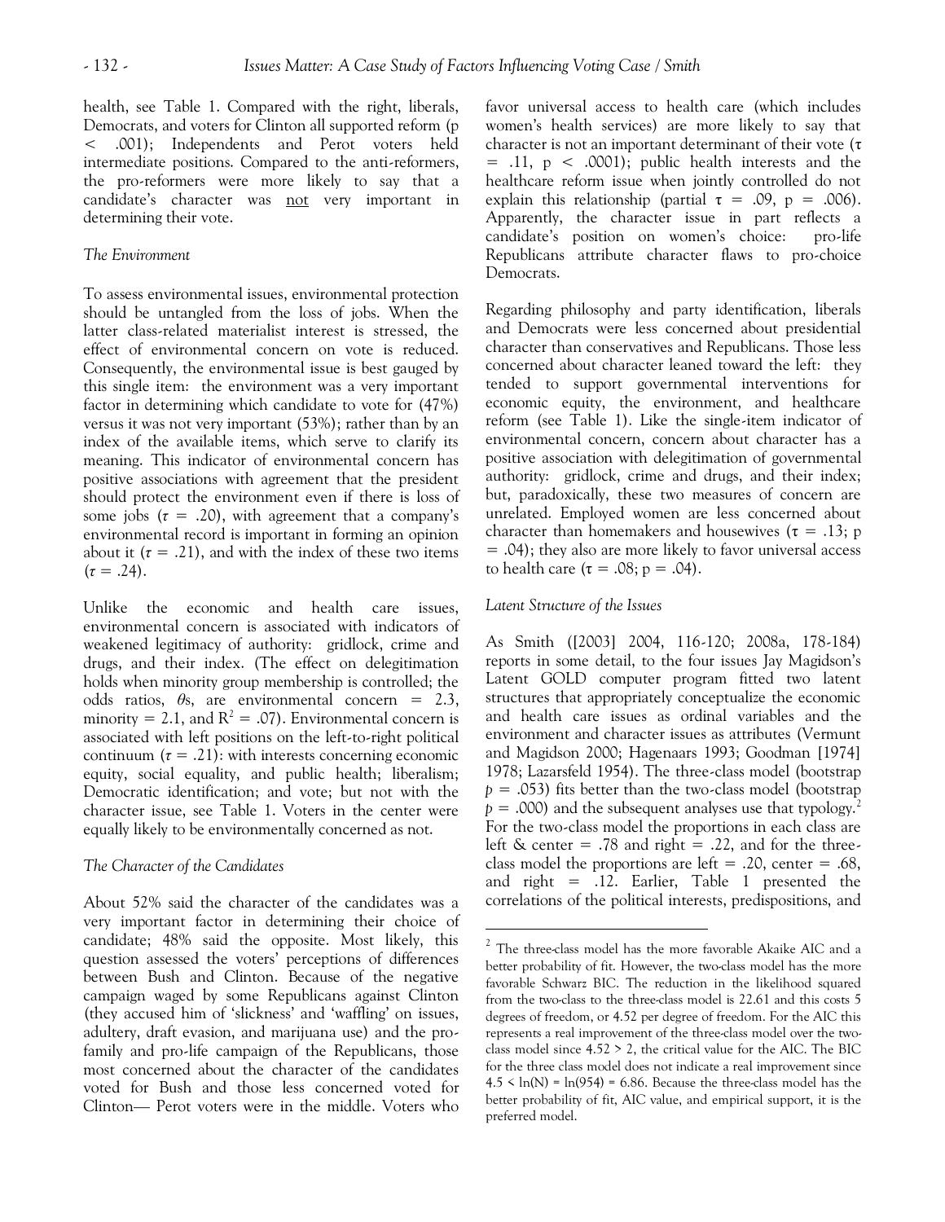health, see Table 1. Compared with the right, liberals, Democrats, and voters for Clinton all supported reform ($p < .001$); Independents and Perot voters held intermediate positions. Compared to the anti-reformers, the pro-reformers were more likely to say that a candidate's character was not very important in determining their vote.

### *The Environment*

To assess environmental issues, environmental protection should be untangled from the loss of jobs. When the latter class-related materialist interest is stressed, the effect of environmental concern on vote is reduced. Consequently, the environmental issue is best gauged by this single item: the environment was a very important factor in determining which candidate to vote for (47%) versus it was not very important (53%); rather than by an index of the available items, which serve to clarify its meaning. This indicator of environmental concern has positive associations with agreement that the president should protect the environment even if there is loss of some jobs ($\tau = .20$), with agreement that a company's environmental record is important in forming an opinion about it ($\tau = .21$), and with the index of these two items ($\tau = .24$).

Unlike the economic and health care issues, environmental concern is associated with indicators of weakened legitimacy of authority: gridlock, crime and drugs, and their index. (The effect on delegitimation holds when minority group membership is controlled; the odds ratios, $\theta$s, are environmental concern = 2.3, minority = 2.1, and $R^2 = .07$). Environmental concern is associated with left positions on the left-to-right political continuum ($\tau = .21$): with interests concerning economic equity, social equality, and public health; liberalism; Democratic identification; and vote; but not with the character issue, see Table 1. Voters in the center were equally likely to be environmentally concerned as not.

### *The Character of the Candidates*

About 52% said the character of the candidates was a very important factor in determining their choice of candidate; 48% said the opposite. Most likely, this question assessed the voters' perceptions of differences between Bush and Clinton. Because of the negative campaign waged by some Republicans against Clinton (they accused him of 'slickness' and 'waffling' on issues, adultery, draft evasion, and marijuana use) and the pro-family and pro-life campaign of the Republicans, those most concerned about the character of the candidates voted for Bush and those less concerned voted for Clinton— Perot voters were in the middle. Voters who favor universal access to health care (which includes women's health services) are more likely to say that character is not an important determinant of their vote ($\tau = .11$, $p < .0001$); public health interests and the healthcare reform issue when jointly controlled do not explain this relationship (partial $\tau = .09$, $p = .006$). Apparently, the character issue in part reflects a candidate's position on women's choice: pro-life Republicans attribute character flaws to pro-choice Democrats.

Regarding philosophy and party identification, liberals and Democrats were less concerned about presidential character than conservatives and Republicans. Those less concerned about character leaned toward the left: they tended to support governmental interventions for economic equity, the environment, and healthcare reform (see Table 1). Like the single-item indicator of environmental concern, concern about character has a positive association with delegitimation of governmental authority: gridlock, crime and drugs, and their index; but, paradoxically, these two measures of concern are unrelated. Employed women are less concerned about character than homemakers and housewives ($\tau = .13$; $p = .04$); they also are more likely to favor universal access to health care ($\tau = .08$; $p = .04$).

### *Latent Structure of the Issues*

As Smith ([2003] 2004, 116-120; 2008a, 178-184) reports in some detail, to the four issues Jay Magidson's Latent GOLD computer program fitted two latent structures that appropriately conceptualize the economic and health care issues as ordinal variables and the environment and character issues as attributes (Vermunt and Magidson 2000; Hagenaars 1993; Goodman [1974] 1978; Lazarsfeld 1954). The three-class model (bootstrap $p = .053$) fits better than the two-class model (bootstrap $p = .000$) and the subsequent analyses use that typology.[2] For the two-class model the proportions in each class are left & center = .78 and right = .22, and for the three-class model the proportions are left = .20, center = .68, and right = .12. Earlier, Table 1 presented the correlations of the political interests, predispositions, and

---

[2] The three-class model has the more favorable Akaike AIC and a better probability of fit. However, the two-class model has the more favorable Schwarz BIC. The reduction in the likelihood squared from the two-class to the three-class model is 22.61 and this costs 5 degrees of freedom, or 4.52 per degree of freedom. For the AIC this represents a real improvement of the three-class model over the two-class model since $4.52 > 2$, the critical value for the AIC. The BIC for the three class model does not indicate a real improvement since $4.5 < \ln(N) = \ln(954) = 6.86$. Because the three-class model has the better probability of fit, AIC value, and empirical support, it is the preferred model.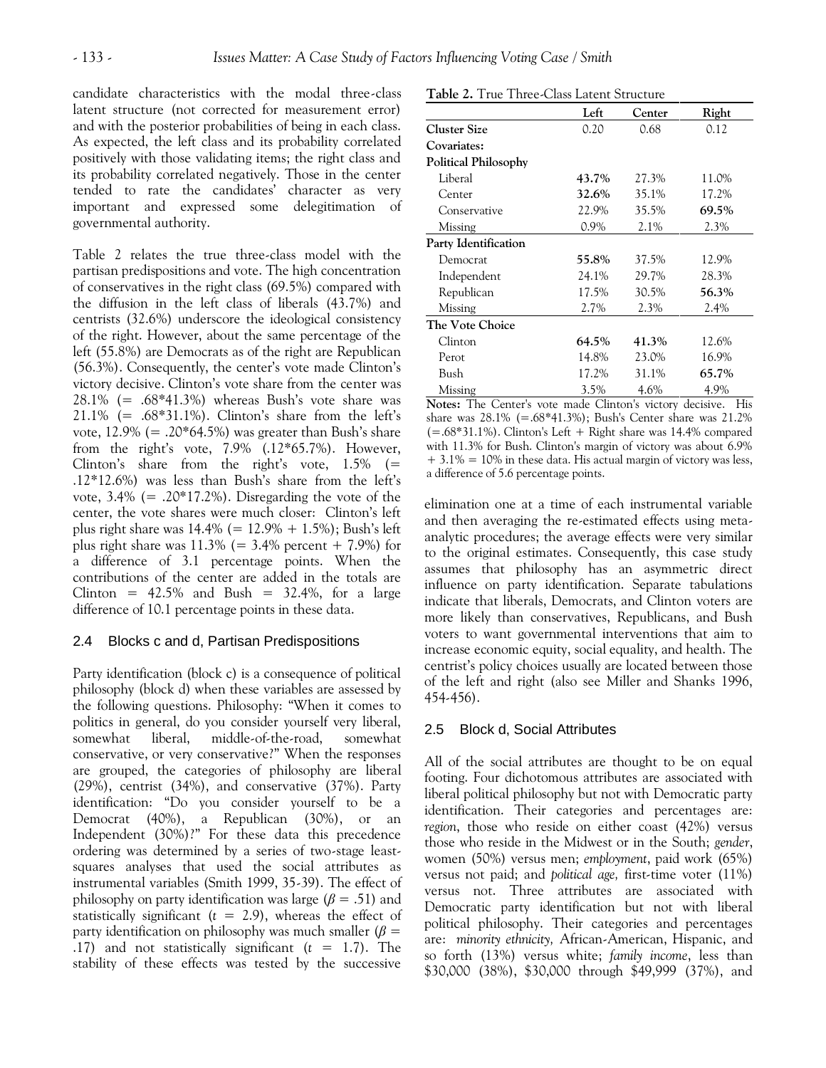candidate characteristics with the modal three-class latent structure (not corrected for measurement error) and with the posterior probabilities of being in each class. As expected, the left class and its probability correlated positively with those validating items; the right class and its probability correlated negatively. Those in the center tended to rate the candidates' character as very important and expressed some delegitimation of governmental authority.

Table 2 relates the true three-class model with the partisan predispositions and vote. The high concentration of conservatives in the right class (69.5%) compared with the diffusion in the left class of liberals (43.7%) and centrists (32.6%) underscore the ideological consistency of the right. However, about the same percentage of the left (55.8%) are Democrats as of the right are Republican (56.3%). Consequently, the center's vote made Clinton's victory decisive. Clinton's vote share from the center was 28.1% (= .68*41.3%) whereas Bush's vote share was 21.1% (= .68*31.1%). Clinton's share from the left's vote, 12.9% (= .20*64.5%) was greater than Bush's share from the right's vote, 7.9% (.12*65.7%). However, Clinton's share from the right's vote, 1.5% (= .12*12.6%) was less than Bush's share from the left's vote, 3.4% (= .20*17.2%). Disregarding the vote of the center, the vote shares were much closer: Clinton's left plus right share was 14.4% (= 12.9% + 1.5%); Bush's left plus right share was 11.3% (= 3.4% percent + 7.9%) for a difference of 3.1 percentage points. When the contributions of the center are added in the totals are Clinton = 42.5% and Bush = 32.4%, for a large difference of 10.1 percentage points in these data.

**Table 2.** True Three-Class Latent Structure

| | Left | Center | Right |
|---|---|---|---|
| **Cluster Size** | 0.20 | 0.68 | 0.12 |
| **Covariates:** | | | |
| **Political Philosophy** | | | |
| Liberal | **43.7%** | 27.3% | 11.0% |
| Center | **32.6%** | 35.1% | 17.2% |
| Conservative | 22.9% | 35.5% | **69.5%** |
| Missing | 0.9% | 2.1% | 2.3% |
| **Party Identification** | | | |
| Democrat | **55.8%** | 37.5% | 12.9% |
| Independent | 24.1% | 29.7% | 28.3% |
| Republican | 17.5% | 30.5% | **56.3%** |
| Missing | 2.7% | 2.3% | 2.4% |
| **The Vote Choice** | | | |
| Clinton | **64.5%** | **41.3%** | 12.6% |
| Perot | 14.8% | 23.0% | 16.9% |
| Bush | 17.2% | 31.1% | **65.7%** |
| Missing | 3.5% | 4.6% | 4.9% |

**Notes:** The Center's vote made Clinton's victory decisive. His share was 28.1% (=.68*41.3%); Bush's Center share was 21.2% (=.68*31.1%). Clinton's Left + Right share was 14.4% compared with 11.3% for Bush. Clinton's margin of victory was about 6.9% + 3.1% = 10% in these data. His actual margin of victory was less, a difference of 5.6 percentage points.

## 2.4 Blocks c and d, Partisan Predispositions

Party identification (block c) is a consequence of political philosophy (block d) when these variables are assessed by the following questions. Philosophy: "When it comes to politics in general, do you consider yourself very liberal, somewhat liberal, middle-of-the-road, somewhat conservative, or very conservative?" When the responses are grouped, the categories of philosophy are liberal (29%), centrist (34%), and conservative (37%). Party identification: "Do you consider yourself to be a Democrat (40%), a Republican (30%), or an Independent (30%)?" For these data this precedence ordering was determined by a series of two-stage least-squares analyses that used the social attributes as instrumental variables (Smith 1999, 35-39). The effect of philosophy on party identification was large ($\beta = .51$) and statistically significant ($t = 2.9$), whereas the effect of party identification on philosophy was much smaller ($\beta = .17$) and not statistically significant ($t = 1.7$). The stability of these effects was tested by the successive elimination one at a time of each instrumental variable and then averaging the re-estimated effects using meta-analytic procedures; the average effects were very similar to the original estimates. Consequently, this case study assumes that philosophy has an asymmetric direct influence on party identification. Separate tabulations indicate that liberals, Democrats, and Clinton voters are more likely than conservatives, Republicans, and Bush voters to want governmental interventions that aim to increase economic equity, social equality, and health. The centrist's policy choices usually are located between those of the left and right (also see Miller and Shanks 1996, 454-456).

## 2.5 Block d, Social Attributes

All of the social attributes are thought to be on equal footing. Four dichotomous attributes are associated with liberal political philosophy but not with Democratic party identification. Their categories and percentages are: *region*, those who reside on either coast (42%) versus those who reside in the Midwest or in the South; *gender*, women (50%) versus men; *employment*, paid work (65%) versus not paid; and *political age,* first-time voter (11%) versus not. Three attributes are associated with Democratic party identification but not with liberal political philosophy. Their categories and percentages are: *minority ethnicity,* African-American, Hispanic, and so forth (13%) versus white; *family income*, less than \$30,000 (38%), \$30,000 through \$49,999 (37%), and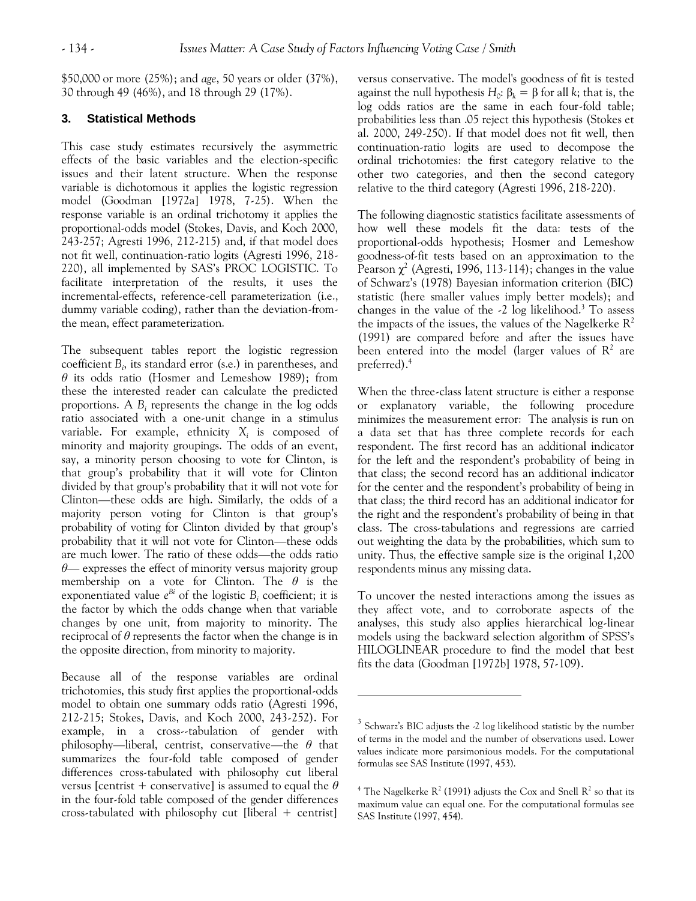$50,000 or more (25%); and *age*, 50 years or older (37%), 30 through 49 (46%), and 18 through 29 (17%).

## 3. Statistical Methods

This case study estimates recursively the asymmetric effects of the basic variables and the election-specific issues and their latent structure. When the response variable is dichotomous it applies the logistic regression model (Goodman [1972a] 1978, 7-25). When the response variable is an ordinal trichotomy it applies the proportional-odds model (Stokes, Davis, and Koch 2000, 243-257; Agresti 1996, 212-215) and, if that model does not fit well, continuation-ratio logits (Agresti 1996, 218-220), all implemented by SAS's PROC LOGISTIC. To facilitate interpretation of the results, it uses the incremental-effects, reference-cell parameterization (i.e., dummy variable coding), rather than the deviation-from-the mean, effect parameterization.

The subsequent tables report the logistic regression coefficient $B_i$, its standard error (s.e.) in parentheses, and $\theta$ its odds ratio (Hosmer and Lemeshow 1989); from these the interested reader can calculate the predicted proportions. A $B_i$ represents the change in the log odds ratio associated with a one-unit change in a stimulus variable. For example, ethnicity $X_i$ is composed of minority and majority groupings. The odds of an event, say, a minority person choosing to vote for Clinton, is that group's probability that it will vote for Clinton divided by that group's probability that it will not vote for Clinton—these odds are high. Similarly, the odds of a majority person voting for Clinton is that group's probability of voting for Clinton divided by that group's probability that it will not vote for Clinton—these odds are much lower. The ratio of these odds—the odds ratio $\theta$— expresses the effect of minority versus majority group membership on a vote for Clinton. The $\theta$ is the exponentiated value $e^{Bi}$ of the logistic $B_i$ coefficient; it is the factor by which the odds change when that variable changes by one unit, from majority to minority. The reciprocal of $\theta$ represents the factor when the change is in the opposite direction, from minority to majority.

Because all of the response variables are ordinal trichotomies, this study first applies the proportional-odds model to obtain one summary odds ratio (Agresti 1996, 212-215; Stokes, Davis, and Koch 2000, 243-252). For example, in a cross--tabulation of gender with philosophy—liberal, centrist, conservative—the $\theta$ that summarizes the four-fold table composed of gender differences cross-tabulated with philosophy cut liberal versus [centrist + conservative] is assumed to equal the $\theta$ in the four-fold table composed of the gender differences cross-tabulated with philosophy cut [liberal + centrist] versus conservative. The model's goodness of fit is tested against the null hypothesis $H_0$: $\beta_k = \beta$ for all $k$; that is, the log odds ratios are the same in each four-fold table; probabilities less than .05 reject this hypothesis (Stokes et al. 2000, 249-250). If that model does not fit well, then continuation-ratio logits are used to decompose the ordinal trichotomies: the first category relative to the other two categories, and then the second category relative to the third category (Agresti 1996, 218-220).

The following diagnostic statistics facilitate assessments of how well these models fit the data: tests of the proportional-odds hypothesis; Hosmer and Lemeshow goodness-of-fit tests based on an approximation to the Pearson $\chi^2$ (Agresti, 1996, 113-114); changes in the value of Schwarz's (1978) Bayesian information criterion (BIC) statistic (here smaller values imply better models); and changes in the value of the -2 log likelihood.[3] To assess the impacts of the issues, the values of the Nagelkerke $R^2$ (1991) are compared before and after the issues have been entered into the model (larger values of $R^2$ are preferred).[4]

When the three-class latent structure is either a response or explanatory variable, the following procedure minimizes the measurement error: The analysis is run on a data set that has three complete records for each respondent. The first record has an additional indicator for the left and the respondent's probability of being in that class; the second record has an additional indicator for the center and the respondent's probability of being in that class; the third record has an additional indicator for the right and the respondent's probability of being in that class. The cross-tabulations and regressions are carried out weighting the data by the probabilities, which sum to unity. Thus, the effective sample size is the original 1,200 respondents minus any missing data.

To uncover the nested interactions among the issues as they affect vote, and to corroborate aspects of the analyses, this study also applies hierarchical log-linear models using the backward selection algorithm of SPSS's HILOGLINEAR procedure to find the model that best fits the data (Goodman [1972b] 1978, 57-109).

---

[3] Schwarz's BIC adjusts the -2 log likelihood statistic by the number of terms in the model and the number of observations used. Lower values indicate more parsimonious models. For the computational formulas see SAS Institute (1997, 453).

[4] The Nagelkerke $R^2$ (1991) adjusts the Cox and Snell $R^2$ so that its maximum value can equal one. For the computational formulas see SAS Institute (1997, 454).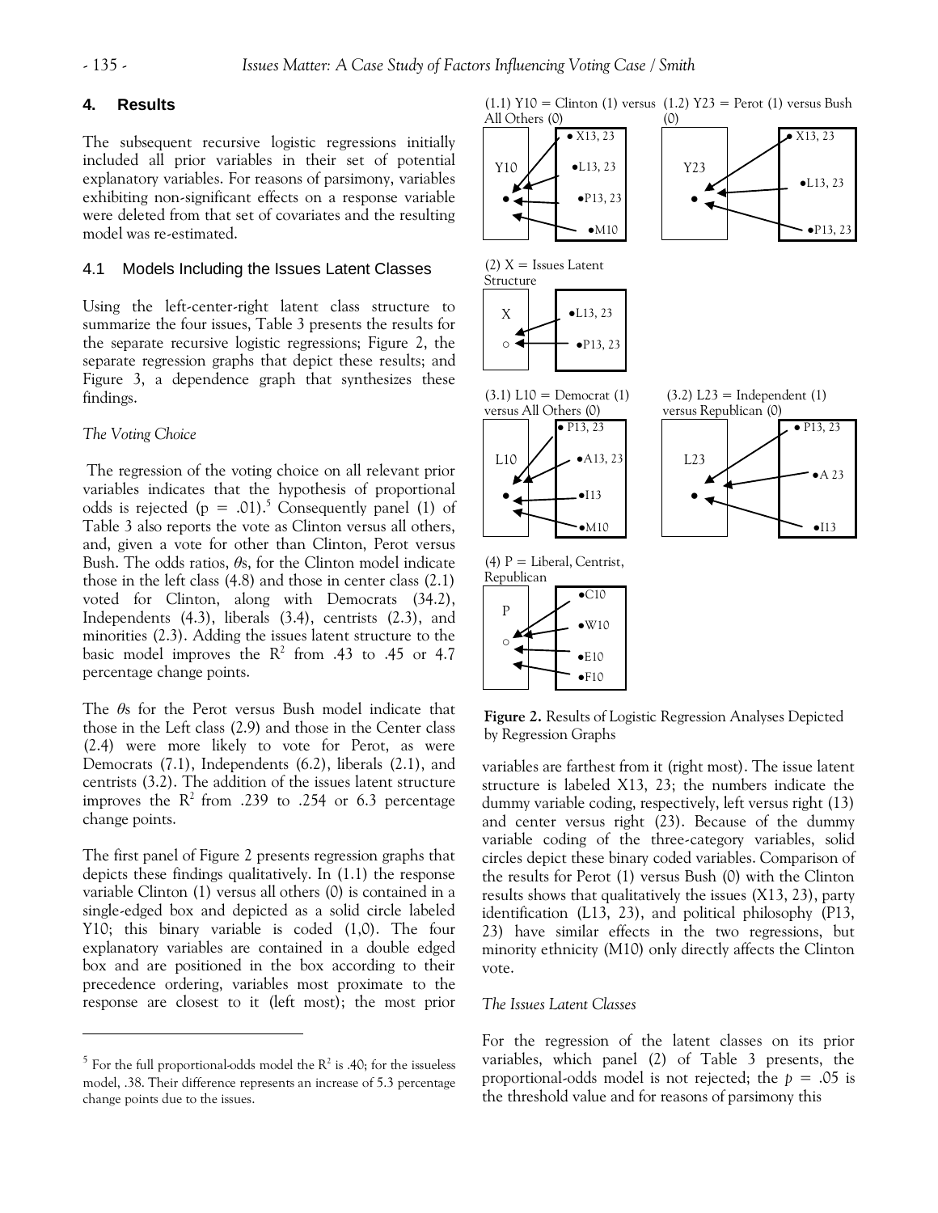## 4. Results

The subsequent recursive logistic regressions initially included all prior variables in their set of potential explanatory variables. For reasons of parsimony, variables exhibiting non-significant effects on a response variable were deleted from that set of covariates and the resulting model was re-estimated.

### 4.1 Models Including the Issues Latent Classes

Using the left-center-right latent class structure to summarize the four issues, Table 3 presents the results for the separate recursive logistic regressions; Figure 2, the separate regression graphs that depict these results; and Figure 3, a dependence graph that synthesizes these findings.

*The Voting Choice*

The regression of the voting choice on all relevant prior variables indicates that the hypothesis of proportional odds is rejected ($p = .01$).[5] Consequently panel (1) of Table 3 also reports the vote as Clinton versus all others, and, given a vote for other than Clinton, Perot versus Bush. The odds ratios, $\theta$s, for the Clinton model indicate those in the left class (4.8) and those in center class (2.1) voted for Clinton, along with Democrats (34.2), Independents (4.3), liberals (3.4), centrists (2.3), and minorities (2.3). Adding the issues latent structure to the basic model improves the $R^2$ from .43 to .45 or 4.7 percentage change points.

The $\theta$s for the Perot versus Bush model indicate that those in the Left class (2.9) and those in the Center class (2.4) were more likely to vote for Perot, as were Democrats (7.1), Independents (6.2), liberals (2.1), and centrists (3.2). The addition of the issues latent structure improves the $R^2$ from .239 to .254 or 6.3 percentage change points.

The first panel of Figure 2 presents regression graphs that depicts these findings qualitatively. In (1.1) the response variable Clinton (1) versus all others (0) is contained in a single-edged box and depicted as a solid circle labeled Y10; this binary variable is coded (1,0). The four explanatory variables are contained in a double edged box and are positioned in the box according to their precedence ordering, variables most proximate to the response are closest to it (left most); the most prior variables are farthest from it (right most). The issue latent structure is labeled X13, 23; the numbers indicate the dummy variable coding, respectively, left versus right (13) and center versus right (23). Because of the dummy variable coding of the three-category variables, solid circles depict these binary coded variables. Comparison of the results for Perot (1) versus Bush (0) with the Clinton results shows that qualitatively the issues (X13, 23), party identification (L13, 23), and political philosophy (P13, 23) have similar effects in the two regressions, but minority ethnicity (M10) only directly affects the Clinton vote.

(1.1) Y10 = Clinton (1) versus All Others (0)

(1.2) Y23 = Perot (1) versus Bush (0)

(2) X = Issues Latent Structure

(3.1) L10 = Democrat (1) versus All Others (0)

(3.2) L23 = Independent (1) versus Republican (0)

(4) P = Liberal, Centrist, Republican

**Figure 2.** Results of Logistic Regression Analyses Depicted by Regression Graphs

*The Issues Latent Classes*

For the regression of the latent classes on its prior variables, which panel (2) of Table 3 presents, the proportional-odds model is not rejected; the $p = .05$ is the threshold value and for reasons of parsimony this

[5] For the full proportional-odds model the $R^2$ is .40; for the issueless model, .38. Their difference represents an increase of 5.3 percentage change points due to the issues.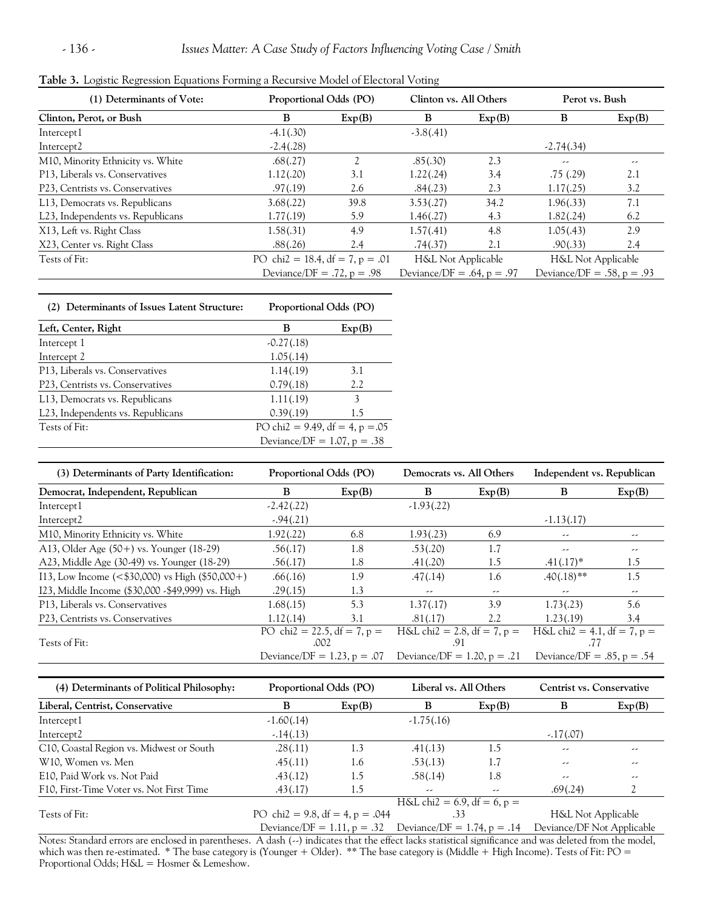**Table 3.** Logistic Regression Equations Forming a Recursive Model of Electoral Voting

| (1) Determinants of Vote: | Proportional Odds (PO) | | Clinton vs. All Others | | Perot vs. Bush | |
|---|---|---|---|---|---|---|
| **Clinton, Perot, or Bush** | **B** | **Exp(B)** | **B** | **Exp(B)** | **B** | **Exp(B)** |
| Intercept1 | -4.1(.30) | | -3.8(.41) | | | |
| Intercept2 | -2.4(.28) | | | | -2.74(.34) | |
| M10, Minority Ethnicity vs. White | .68(.27) | 2 | .85(.30) | 2.3 | -- | -- |
| P13, Liberals vs. Conservatives | 1.12(.20) | 3.1 | 1.22(.24) | 3.4 | .75 (.29) | 2.1 |
| P23, Centrists vs. Conservatives | .97(.19) | 2.6 | .84(.23) | 2.3 | 1.17(.25) | 3.2 |
| L13, Democrats vs. Republicans | 3.68(.22) | 39.8 | 3.53(.27) | 34.2 | 1.96(.33) | 7.1 |
| L23, Independents vs. Republicans | 1.77(.19) | 5.9 | 1.46(.27) | 4.3 | 1.82(.24) | 6.2 |
| X13, Left vs. Right Class | 1.58(.31) | 4.9 | 1.57(.41) | 4.8 | 1.05(.43) | 2.9 |
| X23, Center vs. Right Class | .88(.26) | 2.4 | .74(.37) | 2.1 | .90(.33) | 2.4 |
| Tests of Fit: | PO chi2 = 18.4, df = 7, p = .01 | | H&L Not Applicable | | H&L Not Applicable | |
| | Deviance/DF = .72, p = .98 | | Deviance/DF = .64, p = .97 | | Deviance/DF = .58, p = .93 | |

| (2) Determinants of Issues Latent Structure: | Proportional Odds (PO) | |
|---|---|---|
| **Left, Center, Right** | **B** | **Exp(B)** |
| Intercept 1 | -0.27(.18) | |
| Intercept 2 | 1.05(.14) | |
| P13, Liberals vs. Conservatives | 1.14(.19) | 3.1 |
| P23, Centrists vs. Conservatives | 0.79(.18) | 2.2 |
| L13, Democrats vs. Republicans | 1.11(.19) | 3 |
| L23, Independents vs. Republicans | 0.39(.19) | 1.5 |
| Tests of Fit: | PO chi2 = 9.49, df = 4, p =.05 | |
| | Deviance/DF = 1.07, p = .38 | |

| (3) Determinants of Party Identification: | Proportional Odds (PO) | | Democrats vs. All Others | | Independent vs. Republican | |
|---|---|---|---|---|---|---|
| **Democrat, Independent, Republican** | **B** | **Exp(B)** | **B** | **Exp(B)** | **B** | **Exp(B)** |
| Intercept1 | -2.42(.22) | | -1.93(.22) | | | |
| Intercept2 | -.94(.21) | | | | -1.13(.17) | |
| M10, Minority Ethnicity vs. White | 1.92(.22) | 6.8 | 1.93(.23) | 6.9 | -- | -- |
| A13, Older Age (50+) vs. Younger (18-29) | .56(.17) | 1.8 | .53(.20) | 1.7 | -- | -- |
| A23, Middle Age (30-49) vs. Younger (18-29) | .56(.17) | 1.8 | .41(.20) | 1.5 | .41(.17)* | 1.5 |
| I13, Low Income (<$30,000) vs High ($50,000+) | .66(.16) | 1.9 | .47(.14) | 1.6 | .40(.18)** | 1.5 |
| I23, Middle Income ($30,000 -$49,999) vs. High | .29(.15) | 1.3 | -- | -- | -- | -- |
| P13, Liberals vs. Conservatives | 1.68(.15) | 5.3 | 1.37(.17) | 3.9 | 1.73(.23) | 5.6 |
| P23, Centrists vs. Conservatives | 1.12(.14) | 3.1 | .81(.17) | 2.2 | 1.23(.19) | 3.4 |
| Tests of Fit: | PO chi2 = 22.5, df = 7, p = .002 | | H&L chi2 = 2.8, df = 7, p = .91 | | H&L chi2 = 4.1, df = 7, p = .77 | |
| | Deviance/DF = 1.23, p = .07 | | Deviance/DF = 1.20, p = .21 | | Deviance/DF = .85, p = .54 | |

| (4) Determinants of Political Philosophy: | Proportional Odds (PO) | | Liberal vs. All Others | | Centrist vs. Conservative | |
|---|---|---|---|---|---|---|
| **Liberal, Centrist, Conservative** | **B** | **Exp(B)** | **B** | **Exp(B)** | **B** | **Exp(B)** |
| Intercept1 | -1.60(.14) | | -1.75(.16) | | | |
| Intercept2 | -.14(.13) | | | | -.17(.07) | |
| C10, Coastal Region vs. Midwest or South | .28(.11) | 1.3 | .41(.13) | 1.5 | -- | -- |
| W10, Women vs. Men | .45(.11) | 1.6 | .53(.13) | 1.7 | -- | -- |
| E10, Paid Work vs. Not Paid | .43(.12) | 1.5 | .58(.14) | 1.8 | -- | -- |
| F10, First-Time Voter vs. Not First Time | .43(.17) | 1.5 | -- | -- | .69(.24) | 2 |
| Tests of Fit: | PO chi2 = 9.8, df = 4, p = .044 | | H&L chi2 = 6.9, df = 6, p = .33 | | H&L Not Applicable | |
| | Deviance/DF = 1.11, p = .32 | | Deviance/DF = 1.74, p = .14 | | Deviance/DF Not Applicable | |

Notes: Standard errors are enclosed in parentheses. A dash (--) indicates that the effect lacks statistical significance and was deleted from the model, which was then re-estimated. * The base category is (Younger + Older). ** The base category is (Middle + High Income). Tests of Fit: PO = Proportional Odds; H&L = Hosmer & Lemeshow.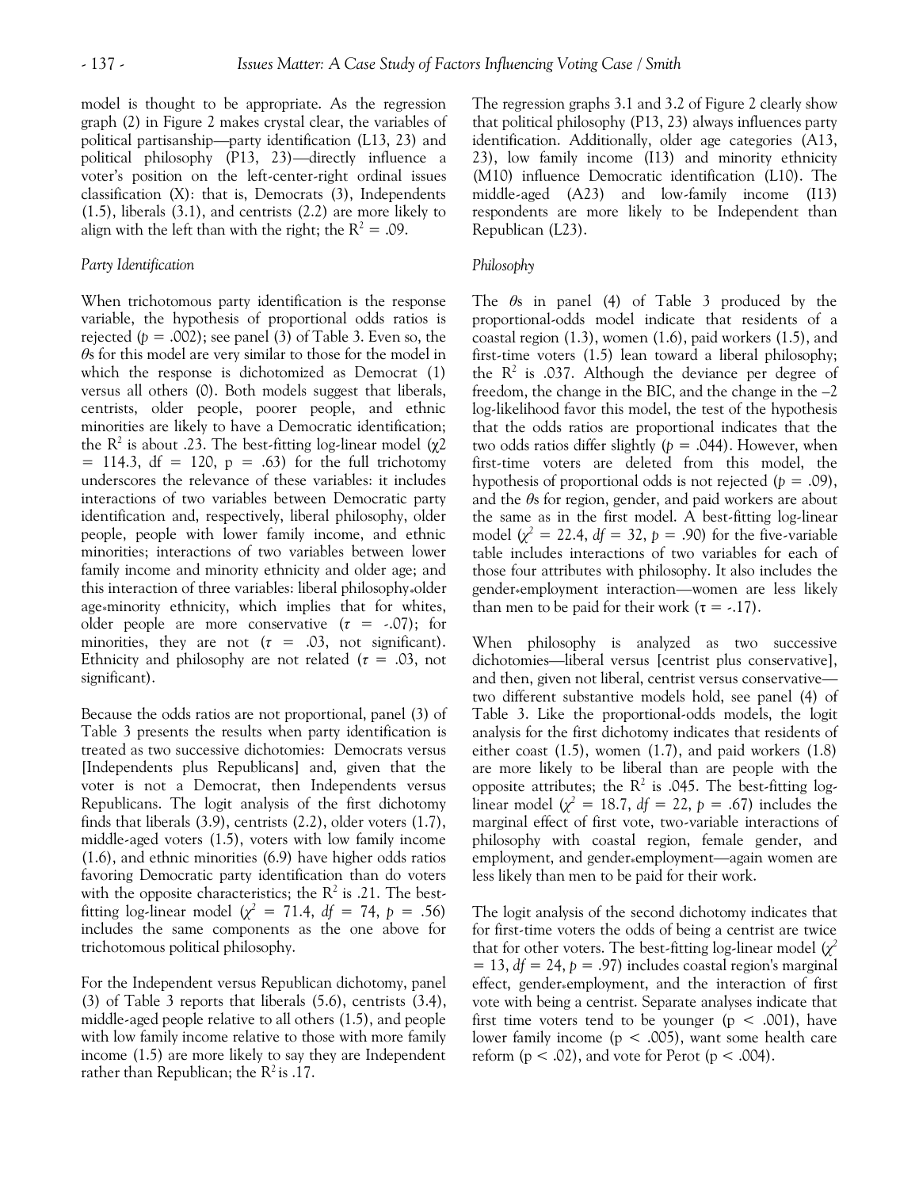model is thought to be appropriate. As the regression graph (2) in Figure 2 makes crystal clear, the variables of political partisanship—party identification (L13, 23) and political philosophy (P13, 23)—directly influence a voter's position on the left-center-right ordinal issues classification (X): that is, Democrats (3), Independents (1.5), liberals (3.1), and centrists (2.2) are more likely to align with the left than with the right; the $R^2 = .09$.

*Party Identification*

When trichotomous party identification is the response variable, the hypothesis of proportional odds ratios is rejected ($p = .002$); see panel (3) of Table 3. Even so, the $\theta$s for this model are very similar to those for the model in which the response is dichotomized as Democrat (1) versus all others (0). Both models suggest that liberals, centrists, older people, poorer people, and ethnic minorities are likely to have a Democratic identification; the $R^2$ is about .23. The best-fitting log-linear model ($\chi 2 = 114.3$, df = 120, p = .63) for the full trichotomy underscores the relevance of these variables: it includes interactions of two variables between Democratic party identification and, respectively, liberal philosophy, older people, people with lower family income, and ethnic minorities; interactions of two variables between lower family income and minority ethnicity and older age; and this interaction of three variables: liberal philosophy\*older age\*minority ethnicity, which implies that for whites, older people are more conservative ($\tau = -.07$); for minorities, they are not ($\tau = .03$, not significant). Ethnicity and philosophy are not related ($\tau = .03$, not significant).

Because the odds ratios are not proportional, panel (3) of Table 3 presents the results when party identification is treated as two successive dichotomies: Democrats versus [Independents plus Republicans] and, given that the voter is not a Democrat, then Independents versus Republicans. The logit analysis of the first dichotomy finds that liberals (3.9), centrists (2.2), older voters (1.7), middle-aged voters (1.5), voters with low family income (1.6), and ethnic minorities (6.9) have higher odds ratios favoring Democratic party identification than do voters with the opposite characteristics; the $R^2$ is .21. The best-fitting log-linear model ($\chi^2 = 71.4$, $df = 74$, $p = .56$) includes the same components as the one above for trichotomous political philosophy.

For the Independent versus Republican dichotomy, panel (3) of Table 3 reports that liberals (5.6), centrists (3.4), middle-aged people relative to all others (1.5), and people with low family income relative to those with more family income (1.5) are more likely to say they are Independent rather than Republican; the $R^2$ is .17.

The regression graphs 3.1 and 3.2 of Figure 2 clearly show that political philosophy (P13, 23) always influences party identification. Additionally, older age categories (A13, 23), low family income (I13) and minority ethnicity (M10) influence Democratic identification (L10). The middle-aged (A23) and low-family income (I13) respondents are more likely to be Independent than Republican (L23).

*Philosophy*

The $\theta$s in panel (4) of Table 3 produced by the proportional-odds model indicate that residents of a coastal region (1.3), women (1.6), paid workers (1.5), and first-time voters (1.5) lean toward a liberal philosophy; the $R^2$ is .037. Although the deviance per degree of freedom, the change in the BIC, and the change in the –2 log-likelihood favor this model, the test of the hypothesis that the odds ratios are proportional indicates that the two odds ratios differ slightly ($p = .044$). However, when first-time voters are deleted from this model, the hypothesis of proportional odds is not rejected ($p = .09$), and the $\theta$s for region, gender, and paid workers are about the same as in the first model. A best-fitting log-linear model ($\chi^2 = 22.4$, $df = 32$, $p = .90$) for the five-variable table includes interactions of two variables for each of those four attributes with philosophy. It also includes the gender\*employment interaction—women are less likely than men to be paid for their work ($\tau = -.17$).

When philosophy is analyzed as two successive dichotomies—liberal versus [centrist plus conservative], and then, given not liberal, centrist versus conservative—two different substantive models hold, see panel (4) of Table 3. Like the proportional-odds models, the logit analysis for the first dichotomy indicates that residents of either coast (1.5), women (1.7), and paid workers (1.8) are more likely to be liberal than are people with the opposite attributes; the $R^2$ is .045. The best-fitting log-linear model ($\chi^2 = 18.7$, $df = 22$, $p = .67$) includes the marginal effect of first vote, two-variable interactions of philosophy with coastal region, female gender, and employment, and gender\*employment—again women are less likely than men to be paid for their work.

The logit analysis of the second dichotomy indicates that for first-time voters the odds of being a centrist are twice that for other voters. The best-fitting log-linear model ($\chi^2 = 13$, $df = 24$, $p = .97$) includes coastal region's marginal effect, gender\*employment, and the interaction of first vote with being a centrist. Separate analyses indicate that first time voters tend to be younger ($p < .001$), have lower family income ($p < .005$), want some health care reform ($p < .02$), and vote for Perot ($p < .004$).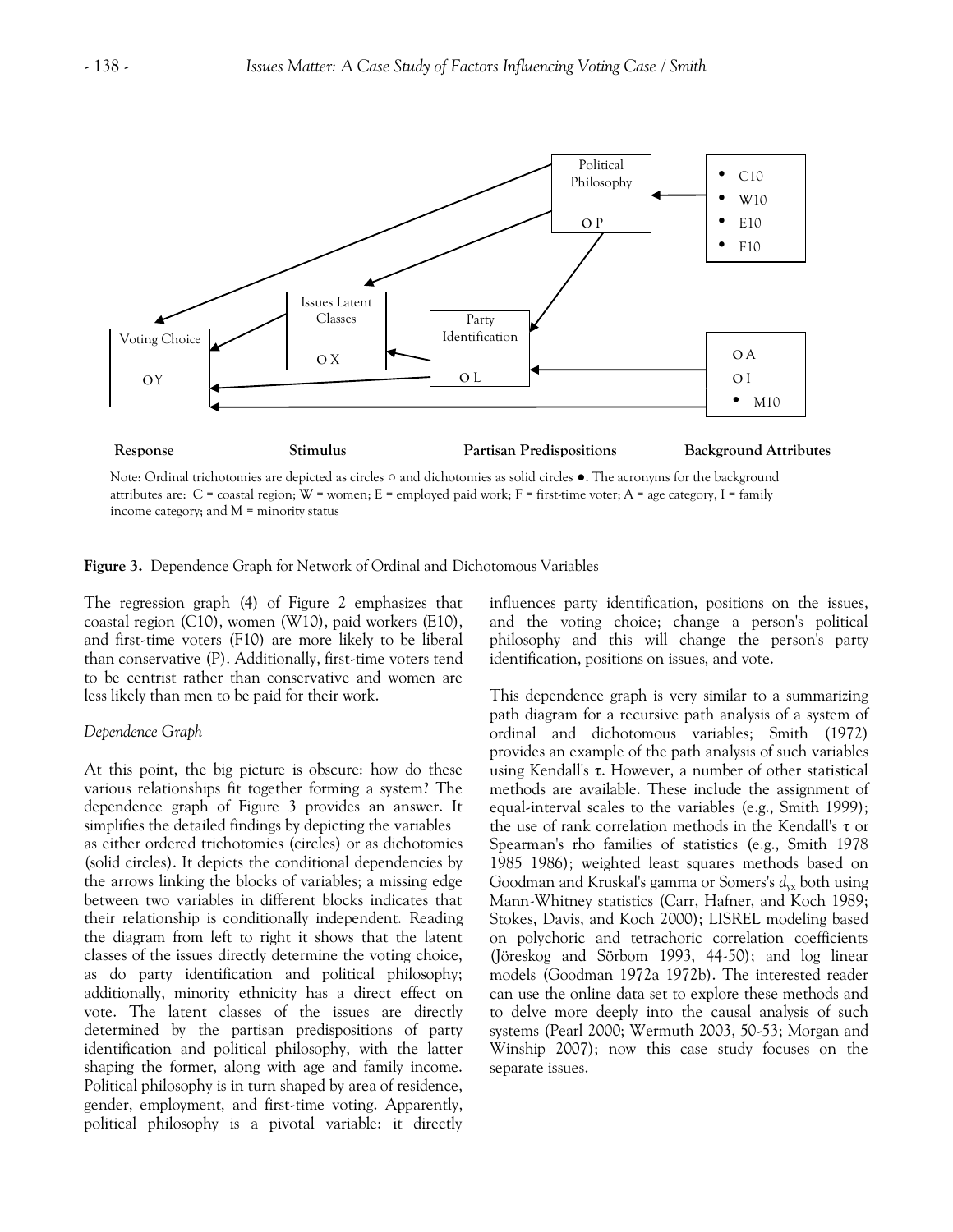Response Stimulus Partisan Predispositions Background Attributes

Note: Ordinal trichotomies are depicted as circles ○ and dichotomies as solid circles ●. The acronyms for the background attributes are: C = coastal region; W = women; E = employed paid work; F = first-time voter; A = age category, I = family income category; and M = minority status

**Figure 3.** Dependence Graph for Network of Ordinal and Dichotomous Variables

The regression graph (4) of Figure 2 emphasizes that coastal region (C10), women (W10), paid workers (E10), and first-time voters (F10) are more likely to be liberal than conservative (P). Additionally, first-time voters tend to be centrist rather than conservative and women are less likely than men to be paid for their work.

*Dependence Graph*

At this point, the big picture is obscure: how do these various relationships fit together forming a system? The dependence graph of Figure 3 provides an answer. It simplifies the detailed findings by depicting the variables as either ordered trichotomies (circles) or as dichotomies (solid circles). It depicts the conditional dependencies by the arrows linking the blocks of variables; a missing edge between two variables in different blocks indicates that their relationship is conditionally independent. Reading the diagram from left to right it shows that the latent classes of the issues directly determine the voting choice, as do party identification and political philosophy; additionally, minority ethnicity has a direct effect on vote. The latent classes of the issues are directly determined by the partisan predispositions of party identification and political philosophy, with the latter shaping the former, along with age and family income. Political philosophy is in turn shaped by area of residence, gender, employment, and first-time voting. Apparently, political philosophy is a pivotal variable: it directly influences party identification, positions on the issues, and the voting choice; change a person's political philosophy and this will change the person's party identification, positions on issues, and vote.

This dependence graph is very similar to a summarizing path diagram for a recursive path analysis of a system of ordinal and dichotomous variables; Smith (1972) provides an example of the path analysis of such variables using Kendall's $\tau$. However, a number of other statistical methods are available. These include the assignment of equal-interval scales to the variables (e.g., Smith 1999); the use of rank correlation methods in the Kendall's $\tau$ or Spearman's rho families of statistics (e.g., Smith 1978 1985 1986); weighted least squares methods based on Goodman and Kruskal's gamma or Somers's $d_{yx}$ both using Mann-Whitney statistics (Carr, Hafner, and Koch 1989; Stokes, Davis, and Koch 2000); LISREL modeling based on polychoric and tetrachoric correlation coefficients (Jöreskog and Sörbom 1993, 44-50); and log linear models (Goodman 1972a 1972b). The interested reader can use the online data set to explore these methods and to delve more deeply into the causal analysis of such systems (Pearl 2000; Wermuth 2003, 50-53; Morgan and Winship 2007); now this case study focuses on the separate issues.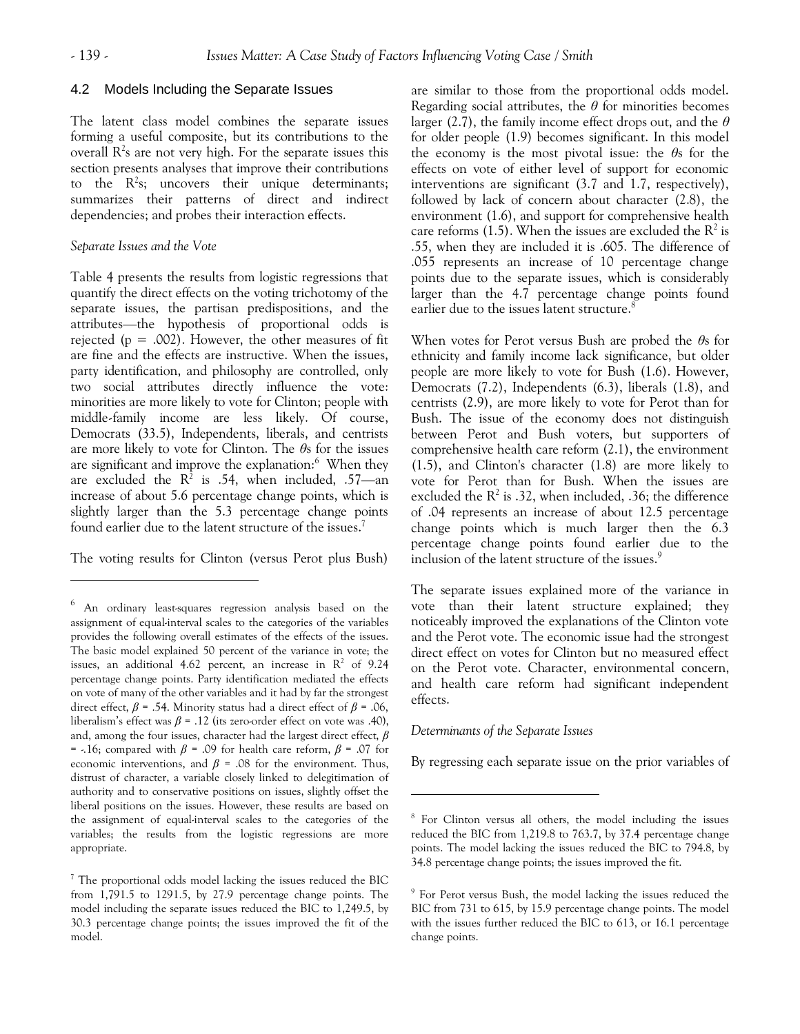### 4.2 Models Including the Separate Issues

The latent class model combines the separate issues forming a useful composite, but its contributions to the overall $R^2$s are not very high. For the separate issues this section presents analyses that improve their contributions to the $R^2$s; uncovers their unique determinants; summarizes their patterns of direct and indirect dependencies; and probes their interaction effects.

*Separate Issues and the Vote*

Table 4 presents the results from logistic regressions that quantify the direct effects on the voting trichotomy of the separate issues, the partisan predispositions, and the attributes—the hypothesis of proportional odds is rejected ($p = .002$). However, the other measures of fit are fine and the effects are instructive. When the issues, party identification, and philosophy are controlled, only two social attributes directly influence the vote: minorities are more likely to vote for Clinton; people with middle-family income are less likely. Of course, Democrats (33.5), Independents, liberals, and centrists are more likely to vote for Clinton. The $\theta$s for the issues are significant and improve the explanation:[6] When they are excluded the $R^2$ is .54, when included, .57—an increase of about 5.6 percentage change points, which is slightly larger than the 5.3 percentage change points found earlier due to the latent structure of the issues.[7]

The voting results for Clinton (versus Perot plus Bush) are similar to those from the proportional odds model. Regarding social attributes, the $\theta$ for minorities becomes larger (2.7), the family income effect drops out, and the $\theta$ for older people (1.9) becomes significant. In this model the economy is the most pivotal issue: the $\theta$s for the effects on vote of either level of support for economic interventions are significant (3.7 and 1.7, respectively), followed by lack of concern about character (2.8), the environment (1.6), and support for comprehensive health care reforms (1.5). When the issues are excluded the $R^2$ is .55, when they are included it is .605. The difference of .055 represents an increase of 10 percentage change points due to the separate issues, which is considerably larger than the 4.7 percentage change points found earlier due to the issues latent structure.[8]

When votes for Perot versus Bush are probed the $\theta$s for ethnicity and family income lack significance, but older people are more likely to vote for Bush (1.6). However, Democrats (7.2), Independents (6.3), liberals (1.8), and centrists (2.9), are more likely to vote for Perot than for Bush. The issue of the economy does not distinguish between Perot and Bush voters, but supporters of comprehensive health care reform (2.1), the environment (1.5), and Clinton's character (1.8) are more likely to vote for Perot than for Bush. When the issues are excluded the $R^2$ is .32, when included, .36; the difference of .04 represents an increase of about 12.5 percentage change points which is much larger then the 6.3 percentage change points found earlier due to the inclusion of the latent structure of the issues.[9]

The separate issues explained more of the variance in vote than their latent structure explained; they noticeably improved the explanations of the Clinton vote and the Perot vote. The economic issue had the strongest direct effect on votes for Clinton but no measured effect on the Perot vote. Character, environmental concern, and health care reform had significant independent effects.

*Determinants of the Separate Issues*

By regressing each separate issue on the prior variables of

---

[6] An ordinary least-squares regression analysis based on the assignment of equal-interval scales to the categories of the variables provides the following overall estimates of the effects of the issues. The basic model explained 50 percent of the variance in vote; the issues, an additional 4.62 percent, an increase in $R^2$ of 9.24 percentage change points. Party identification mediated the effects on vote of many of the other variables and it had by far the strongest direct effect, $\beta = .54$. Minority status had a direct effect of $\beta = .06$, liberalism's effect was $\beta = .12$ (its zero-order effect on vote was .40), and, among the four issues, character had the largest direct effect, $\beta = -.16$; compared with $\beta = .09$ for health care reform, $\beta = .07$ for economic interventions, and $\beta = .08$ for the environment. Thus, distrust of character, a variable closely linked to delegitimation of authority and to conservative positions on issues, slightly offset the liberal positions on the issues. However, these results are based on the assignment of equal-interval scales to the categories of the variables; the results from the logistic regressions are more appropriate.

[7] The proportional odds model lacking the issues reduced the BIC from 1,791.5 to 1291.5, by 27.9 percentage change points. The model including the separate issues reduced the BIC to 1,249.5, by 30.3 percentage change points; the issues improved the fit of the model.

[8] For Clinton versus all others, the model including the issues reduced the BIC from 1,219.8 to 763.7, by 37.4 percentage change points. The model lacking the issues reduced the BIC to 794.8, by 34.8 percentage change points; the issues improved the fit.

[9] For Perot versus Bush, the model lacking the issues reduced the BIC from 731 to 615, by 15.9 percentage change points. The model with the issues further reduced the BIC to 613, or 16.1 percentage change points.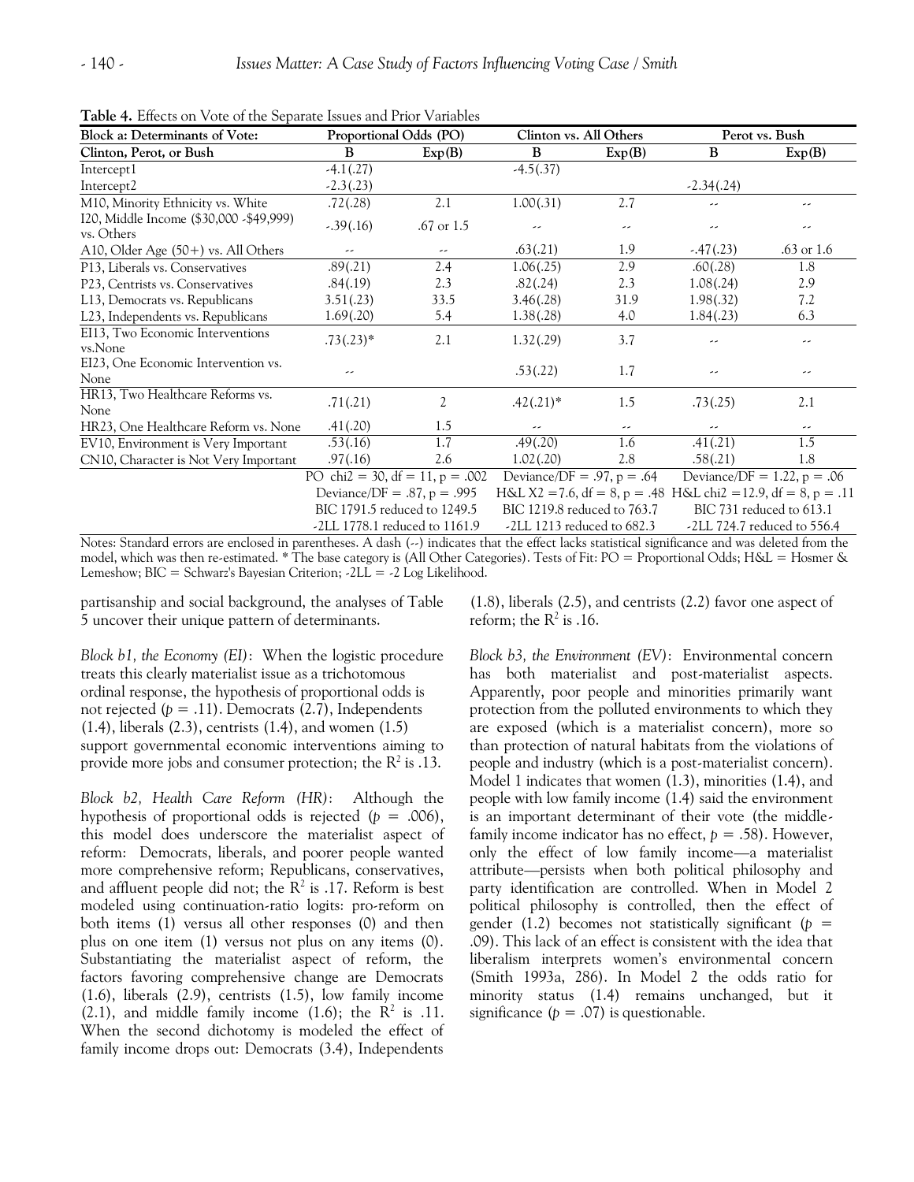**Table 4.** Effects on Vote of the Separate Issues and Prior Variables

| Block a: Determinants of Vote: | Proportional Odds (PO) | | Clinton vs. All Others | | Perot vs. Bush | |
|---|---|---|---|---|---|---|
| Clinton, Perot, or Bush | B | Exp(B) | B | Exp(B) | B | Exp(B) |
| Intercept1 | -4.1(.27) | | -4.5(.37) | | | |
| Intercept2 | -2.3(.23) | | | | -2.34(.24) | |
| M10, Minority Ethnicity vs. White | .72(.28) | 2.1 | 1.00(.31) | 2.7 | -- | -- |
| I20, Middle Income ($30,000 -$49,999) vs. Others | -.39(.16) | .67 or 1.5 | -- | -- | -- | -- |
| A10, Older Age (50+) vs. All Others | -- | -- | .63(.21) | 1.9 | -.47(.23) | .63 or 1.6 |
| P13, Liberals vs. Conservatives | .89(.21) | 2.4 | 1.06(.25) | 2.9 | .60(.28) | 1.8 |
| P23, Centrists vs. Conservatives | .84(.19) | 2.3 | .82(.24) | 2.3 | 1.08(.24) | 2.9 |
| L13, Democrats vs. Republicans | 3.51(.23) | 33.5 | 3.46(.28) | 31.9 | 1.98(.32) | 7.2 |
| L23, Independents vs. Republicans | 1.69(.20) | 5.4 | 1.38(.28) | 4.0 | 1.84(.23) | 6.3 |
| EI13, Two Economic Interventions vs.None | .73(.23)* | 2.1 | 1.32(.29) | 3.7 | -- | -- |
| EI23, One Economic Intervention vs. None | -- | | .53(.22) | 1.7 | -- | -- |
| HR13, Two Healthcare Reforms vs. None | .71(.21) | 2 | .42(.21)* | 1.5 | .73(.25) | 2.1 |
| HR23, One Healthcare Reform vs. None | .41(.20) | 1.5 | -- | -- | -- | -- |
| EV10, Environment is Very Important | .53(.16) | 1.7 | .49(.20) | 1.6 | .41(.21) | 1.5 |
| CN10, Character is Not Very Important | .97(.16) | 2.6 | 1.02(.20) | 2.8 | .58(.21) | 1.8 |
| | PO chi2 = 30, df = 11, p = .002 | | Deviance/DF = .97, p = .64 | | Deviance/DF = 1.22, p = .06 | |
| | Deviance/DF = .87, p = .995 | | H&L X2 =7.6, df = 8, p = .48 | | H&L chi2 =12.9, df = 8, p = .11 | |
| | BIC 1791.5 reduced to 1249.5 | | BIC 1219.8 reduced to 763.7 | | BIC 731 reduced to 613.1 | |
| | -2LL 1778.1 reduced to 1161.9 | | -2LL 1213 reduced to 682.3 | | -2LL 724.7 reduced to 556.4 | |

Notes: Standard errors are enclosed in parentheses. A dash (--) indicates that the effect lacks statistical significance and was deleted from the model, which was then re-estimated. * The base category is (All Other Categories). Tests of Fit: PO = Proportional Odds; H&L = Hosmer & Lemeshow; BIC = Schwarz's Bayesian Criterion; -2LL = -2 Log Likelihood.

partisanship and social background, the analyses of Table 5 uncover their unique pattern of determinants.

*Block b1, the Economy (EI)*: When the logistic procedure treats this clearly materialist issue as a trichotomous ordinal response, the hypothesis of proportional odds is not rejected ($p = .11$). Democrats (2.7), Independents (1.4), liberals (2.3), centrists (1.4), and women (1.5) support governmental economic interventions aiming to provide more jobs and consumer protection; the $R^2$ is .13.

*Block b2, Health Care Reform (HR)*: Although the hypothesis of proportional odds is rejected ($p = .006$), this model does underscore the materialist aspect of reform: Democrats, liberals, and poorer people wanted more comprehensive reform; Republicans, conservatives, and affluent people did not; the $R^2$ is .17. Reform is best modeled using continuation-ratio logits: pro-reform on both items (1) versus all other responses (0) and then plus on one item (1) versus not plus on any items (0). Substantiating the materialist aspect of reform, the factors favoring comprehensive change are Democrats (1.6), liberals (2.9), centrists (1.5), low family income (2.1), and middle family income (1.6); the $R^2$ is .11. When the second dichotomy is modeled the effect of family income drops out: Democrats (3.4), Independents (1.8), liberals (2.5), and centrists (2.2) favor one aspect of reform; the $R^2$ is .16.

*Block b3, the Environment (EV)*: Environmental concern has both materialist and post-materialist aspects. Apparently, poor people and minorities primarily want protection from the polluted environments to which they are exposed (which is a materialist concern), more so than protection of natural habitats from the violations of people and industry (which is a post-materialist concern). Model 1 indicates that women (1.3), minorities (1.4), and people with low family income (1.4) said the environment is an important determinant of their vote (the middle-family income indicator has no effect, $p = .58$). However, only the effect of low family income—a materialist attribute—persists when both political philosophy and party identification are controlled. When in Model 2 political philosophy is controlled, then the effect of gender (1.2) becomes not statistically significant ($p = .09$). This lack of an effect is consistent with the idea that liberalism interprets women's environmental concern (Smith 1993a, 286). In Model 2 the odds ratio for minority status (1.4) remains unchanged, but it significance ($p = .07$) is questionable.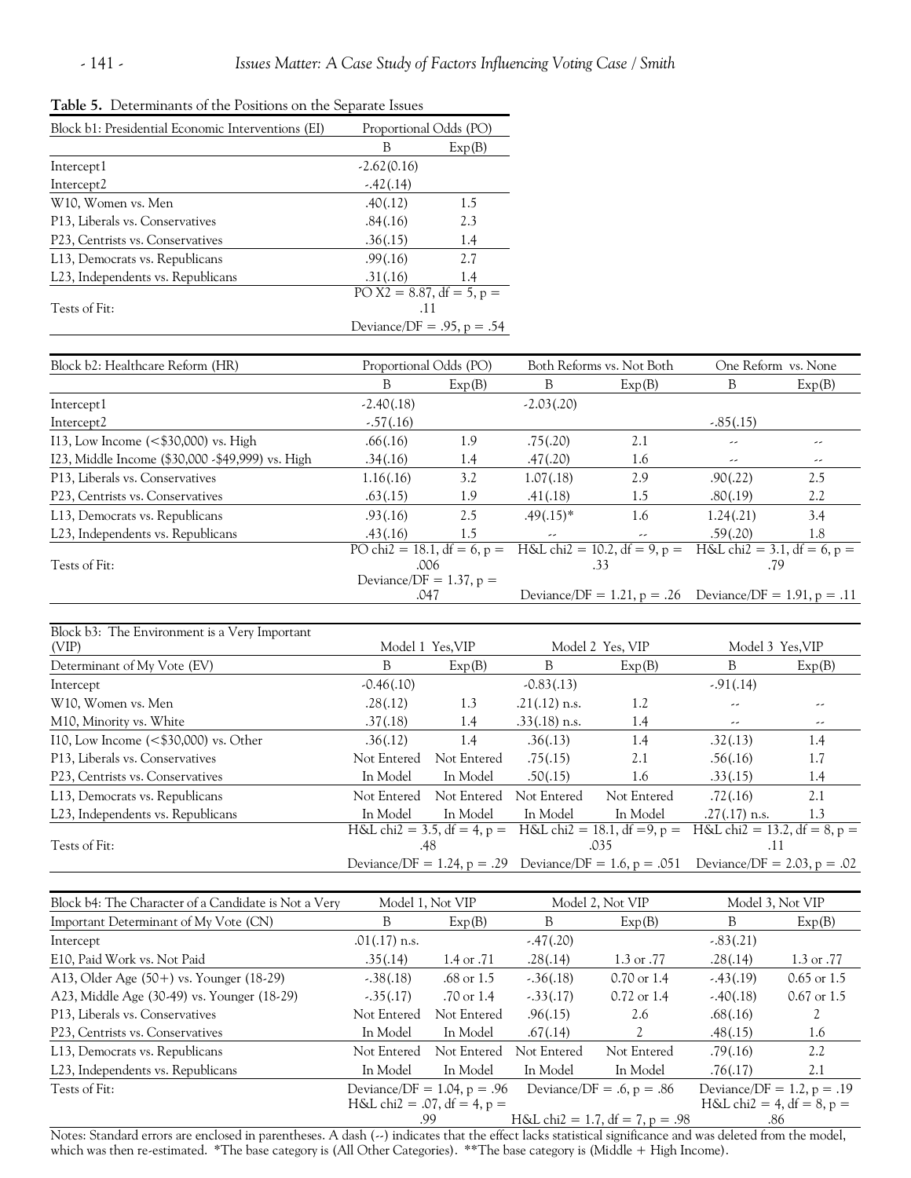**Table 5.** Determinants of the Positions on the Separate Issues

| Block b1: Presidential Economic Interventions (EI) | Proportional Odds (PO) | |
|---|---|---|
| | B | Exp(B) |
| Intercept1 | -2.62(0.16) | |
| Intercept2 | -.42(.14) | |
| W10, Women vs. Men | .40(.12) | 1.5 |
| P13, Liberals vs. Conservatives | .84(.16) | 2.3 |
| P23, Centrists vs. Conservatives | .36(.15) | 1.4 |
| L13, Democrats vs. Republicans | .99(.16) | 2.7 |
| L23, Independents vs. Republicans | .31(.16) | 1.4 |
| Tests of Fit: | PO X2 = 8.87, df = 5, p = .11 | |
| | Deviance/DF = .95, p = .54 | |

| Block b2: Healthcare Reform (HR) | Proportional Odds (PO) | | Both Reforms vs. Not Both | | One Reform vs. None | |
|---|---|---|---|---|---|---|
| | B | Exp(B) | B | Exp(B) | B | Exp(B) |
| Intercept1 | -2.40(.18) | | -2.03(.20) | | | |
| Intercept2 | -.57(.16) | | | | -.85(.15) | |
| I13, Low Income (<$30,000) vs. High | .66(.16) | 1.9 | .75(.20) | 2.1 | -- | -- |
| I23, Middle Income ($30,000 -$49,999) vs. High | .34(.16) | 1.4 | .47(.20) | 1.6 | -- | -- |
| P13, Liberals vs. Conservatives | 1.16(.16) | 3.2 | 1.07(.18) | 2.9 | .90(.22) | 2.5 |
| P23, Centrists vs. Conservatives | .63(.15) | 1.9 | .41(.18) | 1.5 | .80(.19) | 2.2 |
| L13, Democrats vs. Republicans | .93(.16) | 2.5 | .49(.15)* | 1.6 | 1.24(.21) | 3.4 |
| L23, Independents vs. Republicans | .43(.16) | 1.5 | -- | -- | .59(.20) | 1.8 |
| Tests of Fit: | PO chi2 = 18.1, df = 6, p = .006 | | H&L chi2 = 10.2, df = 9, p = .33 | | H&L chi2 = 3.1, df = 6, p = .79 | |
| | Deviance/DF = 1.37, p = .047 | | Deviance/DF = 1.21, p = .26 | | Deviance/DF = 1.91, p = .11 | |

| Block b3: The Environment is a Very Important (VIP) Determinant of My Vote (EV) | Model 1 Yes,VIP | | Model 2 Yes, VIP | | Model 3 Yes,VIP | |
|---|---|---|---|---|---|---|
| | B | Exp(B) | B | Exp(B) | B | Exp(B) |
| Intercept | -0.46(.10) | | -0.83(.13) | | -.91(.14) | |
| W10, Women vs. Men | .28(.12) | 1.3 | .21(.12) n.s. | 1.2 | -- | -- |
| M10, Minority vs. White | .37(.18) | 1.4 | .33(.18) n.s. | 1.4 | -- | -- |
| I10, Low Income (<$30,000) vs. Other | .36(.12) | 1.4 | .36(.13) | 1.4 | .32(.13) | 1.4 |
| P13, Liberals vs. Conservatives | Not Entered | Not Entered | .75(.15) | 2.1 | .56(.16) | 1.7 |
| P23, Centrists vs. Conservatives | In Model | In Model | .50(.15) | 1.6 | .33(.15) | 1.4 |
| L13, Democrats vs. Republicans | Not Entered | Not Entered | Not Entered | Not Entered | .72(.16) | 2.1 |
| L23, Independents vs. Republicans | In Model | In Model | In Model | In Model | .27(.17) n.s. | 1.3 |
| Tests of Fit: | H&L chi2 = 3.5, df = 4, p = .48 | | H&L chi2 = 18.1, df =9, p = .035 | | H&L chi2 = 13.2, df = 8, p = .11 | |
| | Deviance/DF = 1.24, p = .29 | | Deviance/DF = 1.6, p = .051 | | Deviance/DF = 2.03, p = .02 | |

| Block b4: The Character of a Candidate is Not a Very Important Determinant of My Vote (CN) | Model 1, Not VIP | | Model 2, Not VIP | | Model 3, Not VIP | |
|---|---|---|---|---|---|---|
| | B | Exp(B) | B | Exp(B) | B | Exp(B) |
| Intercept | .01(.17) n.s. | | -.47(.20) | | -.83(.21) | |
| E10, Paid Work vs. Not Paid | .35(.14) | 1.4 or .71 | .28(.14) | 1.3 or .77 | .28(.14) | 1.3 or .77 |
| A13, Older Age (50+) vs. Younger (18-29) | -.38(.18) | .68 or 1.5 | -.36(.18) | 0.70 or 1.4 | -.43(.19) | 0.65 or 1.5 |
| A23, Middle Age (30-49) vs. Younger (18-29) | -.35(.17) | .70 or 1.4 | -.33(.17) | 0.72 or 1.4 | -.40(.18) | 0.67 or 1.5 |
| P13, Liberals vs. Conservatives | Not Entered | Not Entered | .96(.15) | 2.6 | .68(.16) | 2 |
| P23, Centrists vs. Conservatives | In Model | In Model | .67(.14) | 2 | .48(.15) | 1.6 |
| L13, Democrats vs. Republicans | Not Entered | Not Entered | Not Entered | Not Entered | .79(.16) | 2.2 |
| L23, Independents vs. Republicans | In Model | In Model | In Model | In Model | .76(.17) | 2.1 |
| Tests of Fit: | Deviance/DF = 1.04, p = .96 | | Deviance/DF = .6, p = .86 | | Deviance/DF = 1.2, p = .19 | |
| | H&L chi2 = .07, df = 4, p = .99 | | H&L chi2 = 1.7, df = 7, p = .98 | | H&L chi2 = 4, df = 8, p = .86 | |

Notes: Standard errors are enclosed in parentheses. A dash (--) indicates that the effect lacks statistical significance and was deleted from the model, which was then re-estimated. *The base category is (All Other Categories). **The base category is (Middle + High Income).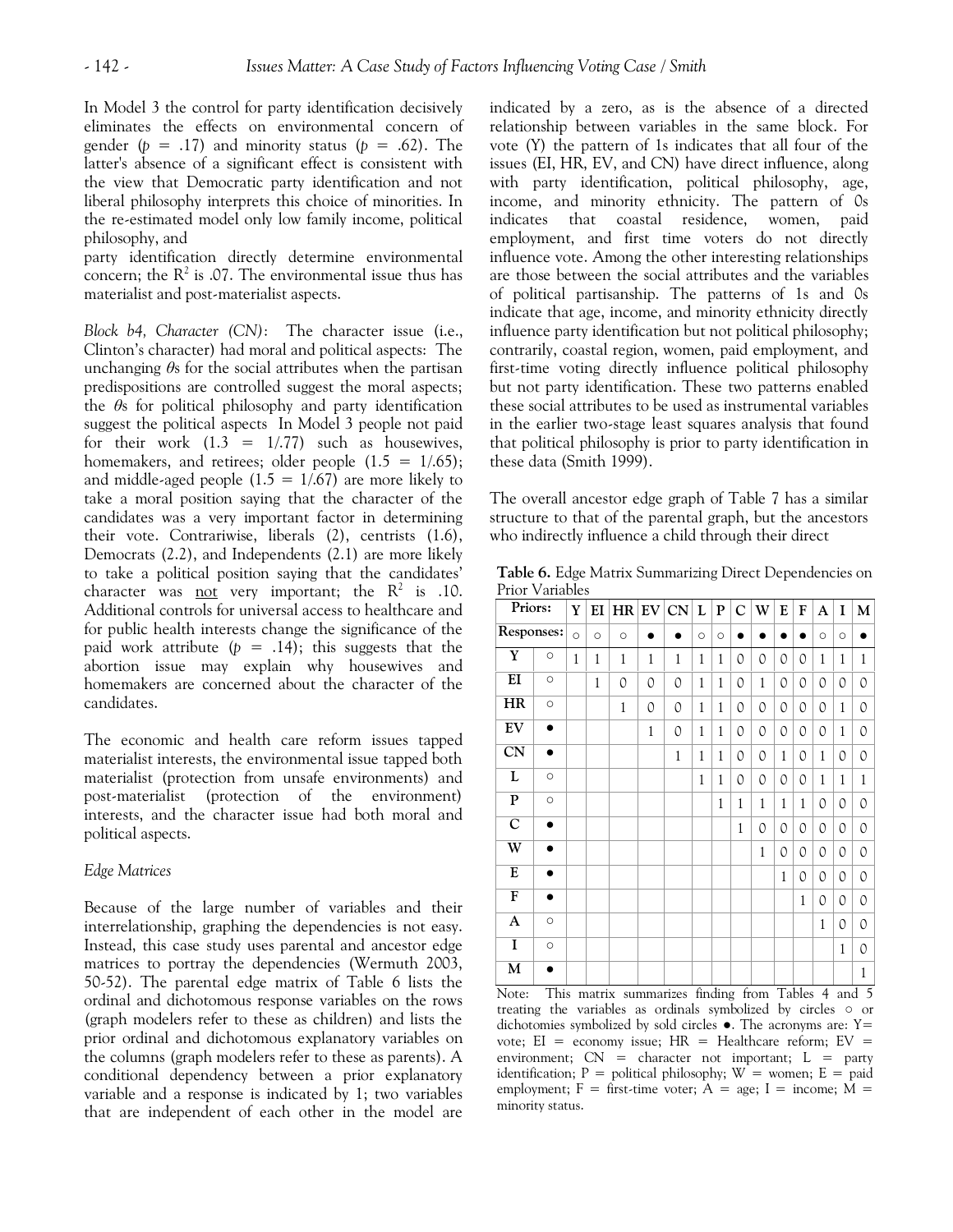In Model 3 the control for party identification decisively eliminates the effects on environmental concern of gender ($p$ = .17) and minority status ($p$ = .62). The latter's absence of a significant effect is consistent with the view that Democratic party identification and not liberal philosophy interprets this choice of minorities. In the re-estimated model only low family income, political philosophy, and

party identification directly determine environmental concern; the $R^2$ is .07. The environmental issue thus has materialist and post-materialist aspects.

*Block b4, Character (CN)*: The character issue (i.e., Clinton's character) had moral and political aspects: The unchanging $\theta$s for the social attributes when the partisan predispositions are controlled suggest the moral aspects; the $\theta$s for political philosophy and party identification suggest the political aspects In Model 3 people not paid for their work (1.3 = 1/.77) such as housewives, homemakers, and retirees; older people (1.5 = 1/.65); and middle-aged people (1.5 = 1/.67) are more likely to take a moral position saying that the character of the candidates was a very important factor in determining their vote. Contrariwise, liberals (2), centrists (1.6), Democrats (2.2), and Independents (2.1) are more likely to take a political position saying that the candidates' character was not very important; the $R^2$ is .10. Additional controls for universal access to healthcare and for public health interests change the significance of the paid work attribute ($p$ = .14); this suggests that the abortion issue may explain why housewives and homemakers are concerned about the character of the candidates.

The economic and health care reform issues tapped materialist interests, the environmental issue tapped both materialist (protection from unsafe environments) and post-materialist (protection of the environment) interests, and the character issue had both moral and political aspects.

*Edge Matrices*

Because of the large number of variables and their interrelationship, graphing the dependencies is not easy. Instead, this case study uses parental and ancestor edge matrices to portray the dependencies (Wermuth 2003, 50-52). The parental edge matrix of Table 6 lists the ordinal and dichotomous response variables on the rows (graph modelers refer to these as children) and lists the prior ordinal and dichotomous explanatory variables on the columns (graph modelers refer to these as parents). A conditional dependency between a prior explanatory variable and a response is indicated by 1; two variables that are independent of each other in the model are indicated by a zero, as is the absence of a directed relationship between variables in the same block. For vote (Y) the pattern of 1s indicates that all four of the issues (EI, HR, EV, and CN) have direct influence, along with party identification, political philosophy, age, income, and minority ethnicity. The pattern of 0s indicates that coastal residence, women, paid employment, and first time voters do not directly influence vote. Among the other interesting relationships are those between the social attributes and the variables of political partisanship. The patterns of 1s and 0s indicate that age, income, and minority ethnicity directly influence party identification but not political philosophy; contrarily, coastal region, women, paid employment, and first-time voting directly influence political philosophy but not party identification. These two patterns enabled these social attributes to be used as instrumental variables in the earlier two-stage least squares analysis that found that political philosophy is prior to party identification in these data (Smith 1999).

The overall ancestor edge graph of Table 7 has a similar structure to that of the parental graph, but the ancestors who indirectly influence a child through their direct

**Table 6.** Edge Matrix Summarizing Direct Dependencies on Prior Variables

| Priors: | | Y | EI | HR | EV | CN | L | P | C | W | E | F | A | I | M |
|---|---|---|---|---|---|---|---|---|---|---|---|---|---|---|---|
| Responses: | | ○ | ○ | ○ | ● | ● | ○ | ○ | ● | ● | ● | ● | ○ | ○ | ● |
| Y | ○ | 1 | 1 | 1 | 1 | 1 | 1 | 1 | 0 | 0 | 0 | 0 | 1 | 1 | 1 |
| EI | ○ | | 1 | 0 | 0 | 0 | 1 | 1 | 0 | 1 | 0 | 0 | 0 | 0 | 0 |
| HR | ○ | | | 1 | 0 | 0 | 1 | 1 | 0 | 0 | 0 | 0 | 0 | 1 | 0 |
| EV | ● | | | | 1 | 0 | 1 | 1 | 0 | 0 | 0 | 0 | 0 | 1 | 0 |
| CN | ● | | | | | 1 | 1 | 1 | 0 | 0 | 1 | 0 | 1 | 0 | 0 |
| L | ○ | | | | | | 1 | 1 | 0 | 0 | 0 | 0 | 1 | 1 | 1 |
| P | ○ | | | | | | | 1 | 1 | 1 | 1 | 1 | 0 | 0 | 0 |
| C | ● | | | | | | | | 1 | 0 | 0 | 0 | 0 | 0 | 0 |
| W | ● | | | | | | | | | 1 | 0 | 0 | 0 | 0 | 0 |
| E | ● | | | | | | | | | | 1 | 0 | 0 | 0 | 0 |
| F | ● | | | | | | | | | | | 1 | 0 | 0 | 0 |
| A | ○ | | | | | | | | | | | | 1 | 0 | 0 |
| I | ○ | | | | | | | | | | | | | 1 | 0 |
| M | ● | | | | | | | | | | | | | | 1 |

Note: This matrix summarizes finding from Tables 4 and 5 treating the variables as ordinals symbolized by circles ○ or dichotomies symbolized by sold circles ●. The acronyms are: Y= vote; EI = economy issue; HR = Healthcare reform; EV = environment; CN = character not important; L = party identification; P = political philosophy; W = women; E = paid employment; F = first-time voter; A = age; I = income; M = minority status.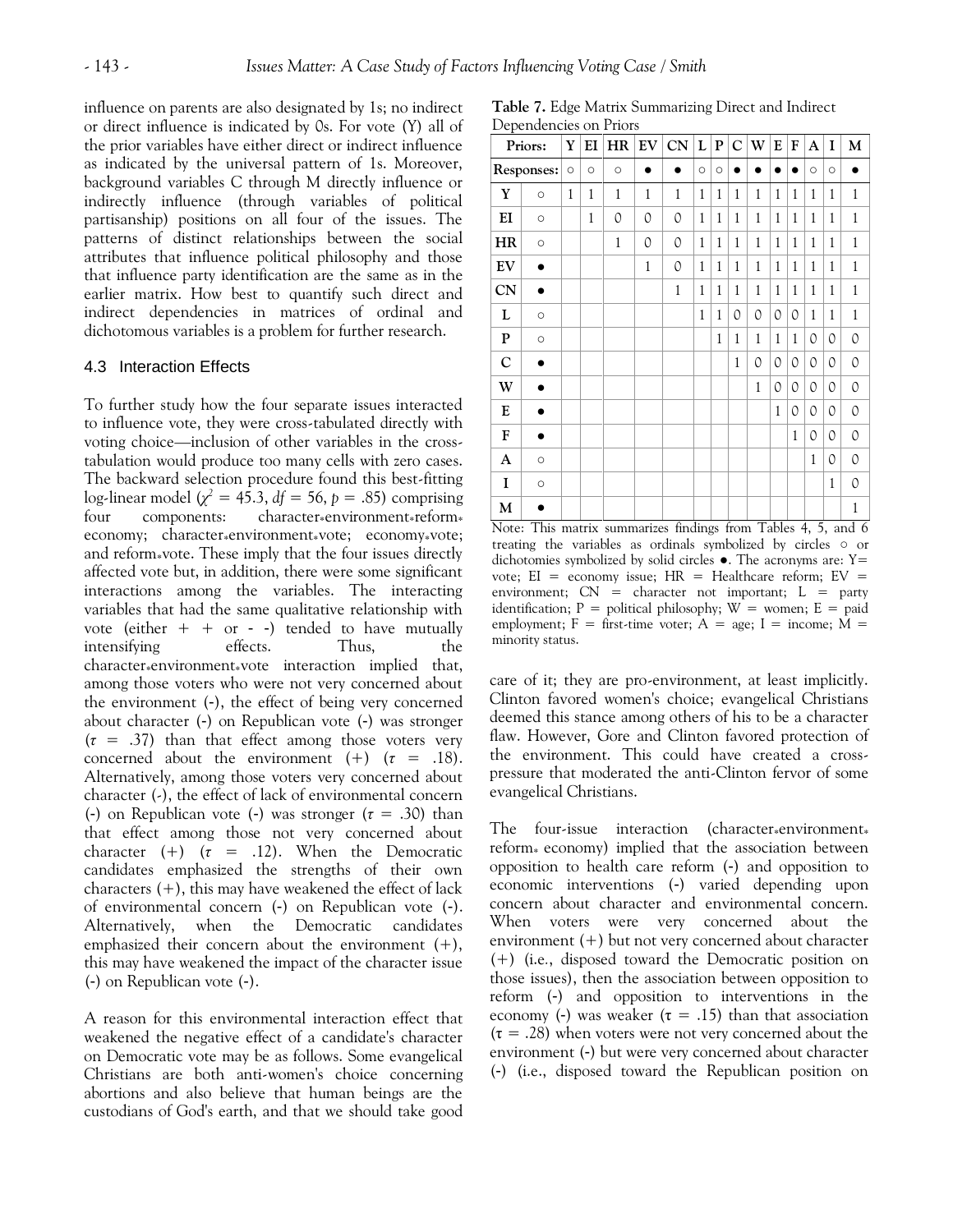influence on parents are also designated by 1s; no indirect or direct influence is indicated by 0s. For vote (Y) all of the prior variables have either direct or indirect influence as indicated by the universal pattern of 1s. Moreover, background variables C through M directly influence or indirectly influence (through variables of political partisanship) positions on all four of the issues. The patterns of distinct relationships between the social attributes that influence political philosophy and those that influence party identification are the same as in the earlier matrix. How best to quantify such direct and indirect dependencies in matrices of ordinal and dichotomous variables is a problem for further research.

### 4.3 Interaction Effects

To further study how the four separate issues interacted to influence vote, they were cross-tabulated directly with voting choice—inclusion of other variables in the cross-tabulation would produce too many cells with zero cases. The backward selection procedure found this best-fitting log-linear model ($\chi^2 = 45.3$, $df = 56$, $p = .85$) comprising four components: character*environment*reform*economy; character*environment*vote; economy*vote; and reform*vote. These imply that the four issues directly affected vote but, in addition, there were some significant interactions among the variables. The interacting variables that had the same qualitative relationship with vote (either + + or - -) tended to have mutually intensifying effects. Thus, the character*environment*vote interaction implied that, among those voters who were not very concerned about the environment (-), the effect of being very concerned about character (-) on Republican vote (-) was stronger ($\tau = .37$) than that effect among those voters very concerned about the environment (+) ($\tau = .18$). Alternatively, among those voters very concerned about character (-), the effect of lack of environmental concern (-) on Republican vote (-) was stronger ($\tau = .30$) than that effect among those not very concerned about character (+) ($\tau = .12$). When the Democratic candidates emphasized the strengths of their own characters (+), this may have weakened the effect of lack of environmental concern (-) on Republican vote (-). Alternatively, when the Democratic candidates emphasized their concern about the environment (+), this may have weakened the impact of the character issue (-) on Republican vote (-).

A reason for this environmental interaction effect that weakened the negative effect of a candidate's character on Democratic vote may be as follows. Some evangelical Christians are both anti-women's choice concerning abortions and also believe that human beings are the custodians of God's earth, and that we should take good care of it; they are pro-environment, at least implicitly. Clinton favored women's choice; evangelical Christians deemed this stance among others of his to be a character flaw. However, Gore and Clinton favored protection of the environment. This could have created a cross-pressure that moderated the anti-Clinton fervor of some evangelical Christians.

**Table 7.** Edge Matrix Summarizing Direct and Indirect Dependencies on Priors

| Priors: | | Y | EI | HR | EV | CN | L | P | C | W | E | F | A | I | M |
|---|---|---|---|---|---|---|---|---|---|---|---|---|---|---|---|
| Responses: | | ○ | ○ | ○ | ● | ● | ○ | ○ | ● | ● | ● | ● | ○ | ○ | ● |
| Y | ○ | 1 | 1 | 1 | 1 | 1 | 1 | 1 | 1 | 1 | 1 | 1 | 1 | 1 | 1 |
| EI | ○ | | 1 | 0 | 0 | 0 | 1 | 1 | 1 | 1 | 1 | 1 | 1 | 1 | 1 |
| HR | ○ | | | 1 | 0 | 0 | 1 | 1 | 1 | 1 | 1 | 1 | 1 | 1 | 1 |
| EV | ● | | | | 1 | 0 | 1 | 1 | 1 | 1 | 1 | 1 | 1 | 1 | 1 |
| CN | ● | | | | | 1 | 1 | 1 | 1 | 1 | 1 | 1 | 1 | 1 | 1 |
| L | ○ | | | | | | 1 | 1 | 0 | 0 | 0 | 0 | 1 | 1 | 1 |
| P | ○ | | | | | | | 1 | 1 | 1 | 1 | 1 | 0 | 0 | 0 |
| C | ● | | | | | | | | 1 | 0 | 0 | 0 | 0 | 0 | 0 |
| W | ● | | | | | | | | | 1 | 0 | 0 | 0 | 0 | 0 |
| E | ● | | | | | | | | | | 1 | 0 | 0 | 0 | 0 |
| F | ● | | | | | | | | | | | 1 | 0 | 0 | 0 |
| A | ○ | | | | | | | | | | | | 1 | 0 | 0 |
| I | ○ | | | | | | | | | | | | | 1 | 0 |
| M | ● | | | | | | | | | | | | | | 1 |

Note: This matrix summarizes findings from Tables 4, 5, and 6 treating the variables as ordinals symbolized by circles ○ or dichotomies symbolized by solid circles ●. The acronyms are: Y= vote; EI = economy issue; HR = Healthcare reform; EV = environment; CN = character not important; L = party identification; P = political philosophy; W = women; E = paid employment; F = first-time voter; A = age; I = income; M = minority status.

The four-issue interaction (character*environment*reform*economy) implied that the association between opposition to health care reform (-) and opposition to economic interventions (-) varied depending upon concern about character and environmental concern. When voters were very concerned about the environment (+) but not very concerned about character (+) (i.e., disposed toward the Democratic position on those issues), then the association between opposition to reform (-) and opposition to interventions in the economy (-) was weaker ($\tau = .15$) than that association ($\tau = .28$) when voters were not very concerned about the environment (-) but were very concerned about character (-) (i.e., disposed toward the Republican position on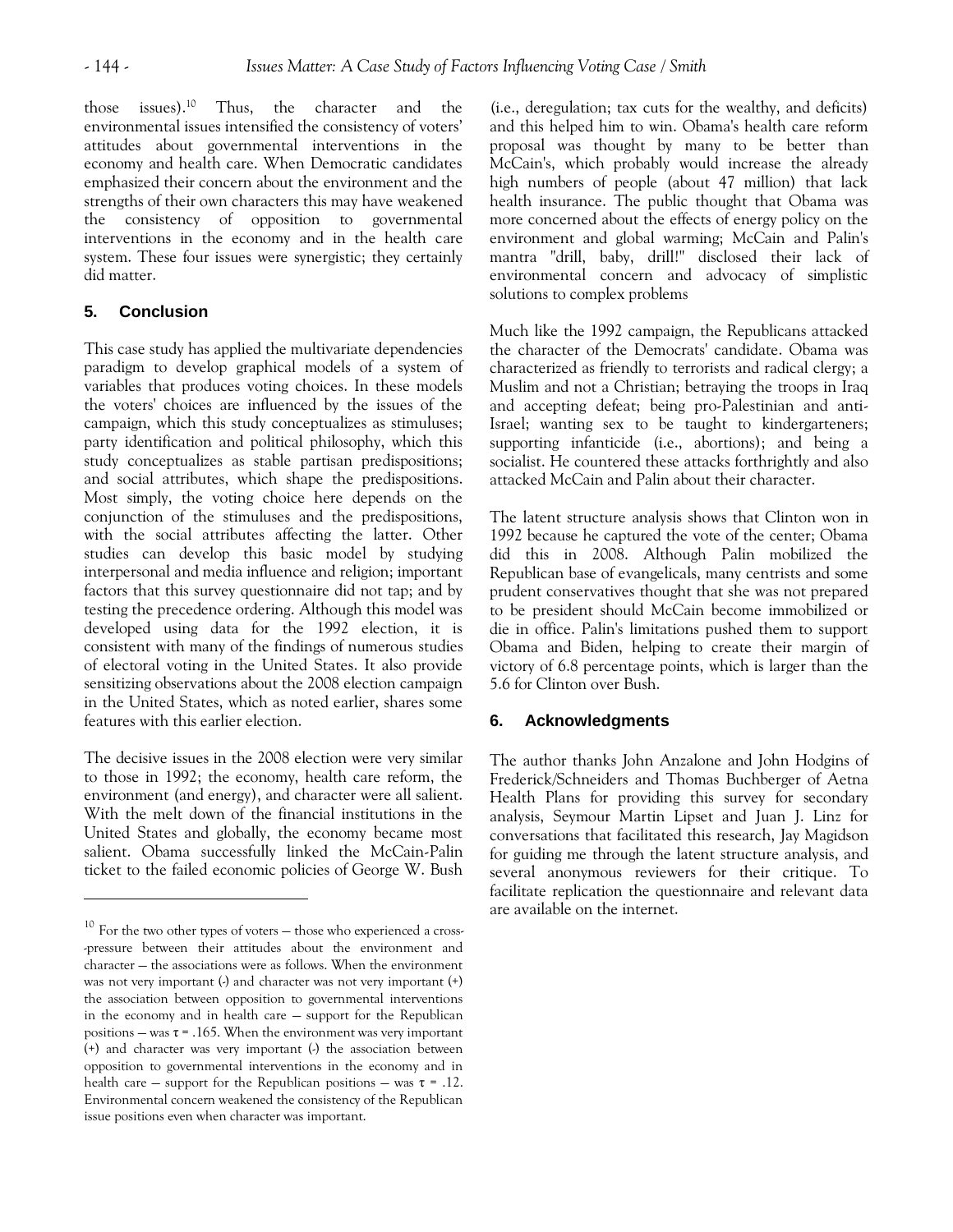those issues).[10] Thus, the character and the environmental issues intensified the consistency of voters' attitudes about governmental interventions in the economy and health care. When Democratic candidates emphasized their concern about the environment and the strengths of their own characters this may have weakened the consistency of opposition to governmental interventions in the economy and in the health care system. These four issues were synergistic; they certainly did matter.

## 5. Conclusion

This case study has applied the multivariate dependencies paradigm to develop graphical models of a system of variables that produces voting choices. In these models the voters' choices are influenced by the issues of the campaign, which this study conceptualizes as stimuluses; party identification and political philosophy, which this study conceptualizes as stable partisan predispositions; and social attributes, which shape the predispositions. Most simply, the voting choice here depends on the conjunction of the stimuluses and the predispositions, with the social attributes affecting the latter. Other studies can develop this basic model by studying interpersonal and media influence and religion; important factors that this survey questionnaire did not tap; and by testing the precedence ordering. Although this model was developed using data for the 1992 election, it is consistent with many of the findings of numerous studies of electoral voting in the United States. It also provide sensitizing observations about the 2008 election campaign in the United States, which as noted earlier, shares some features with this earlier election.

The decisive issues in the 2008 election were very similar to those in 1992; the economy, health care reform, the environment (and energy), and character were all salient. With the melt down of the financial institutions in the United States and globally, the economy became most salient. Obama successfully linked the McCain-Palin ticket to the failed economic policies of George W. Bush (i.e., deregulation; tax cuts for the wealthy, and deficits) and this helped him to win. Obama's health care reform proposal was thought by many to be better than McCain's, which probably would increase the already high numbers of people (about 47 million) that lack health insurance. The public thought that Obama was more concerned about the effects of energy policy on the environment and global warming; McCain and Palin's mantra "drill, baby, drill!" disclosed their lack of environmental concern and advocacy of simplistic solutions to complex problems

Much like the 1992 campaign, the Republicans attacked the character of the Democrats' candidate. Obama was characterized as friendly to terrorists and radical clergy; a Muslim and not a Christian; betraying the troops in Iraq and accepting defeat; being pro-Palestinian and anti-Israel; wanting sex to be taught to kindergarteners; supporting infanticide (i.e., abortions); and being a socialist. He countered these attacks forthrightly and also attacked McCain and Palin about their character.

The latent structure analysis shows that Clinton won in 1992 because he captured the vote of the center; Obama did this in 2008. Although Palin mobilized the Republican base of evangelicals, many centrists and some prudent conservatives thought that she was not prepared to be president should McCain become immobilized or die in office. Palin's limitations pushed them to support Obama and Biden, helping to create their margin of victory of 6.8 percentage points, which is larger than the 5.6 for Clinton over Bush.

## 6. Acknowledgments

The author thanks John Anzalone and John Hodgins of Frederick/Schneiders and Thomas Buchberger of Aetna Health Plans for providing this survey for secondary analysis, Seymour Martin Lipset and Juan J. Linz for conversations that facilitated this research, Jay Magidson for guiding me through the latent structure analysis, and several anonymous reviewers for their critique. To facilitate replication the questionnaire and relevant data are available on the internet.

---

[10] For the two other types of voters — those who experienced a cross--pressure between their attitudes about the environment and character — the associations were as follows. When the environment was not very important (-) and character was not very important (+) the association between opposition to governmental interventions in the economy and in health care — support for the Republican positions — was $\tau = .165$. When the environment was very important (+) and character was very important (-) the association between opposition to governmental interventions in the economy and in health care — support for the Republican positions — was $\tau = .12$. Environmental concern weakened the consistency of the Republican issue positions even when character was important.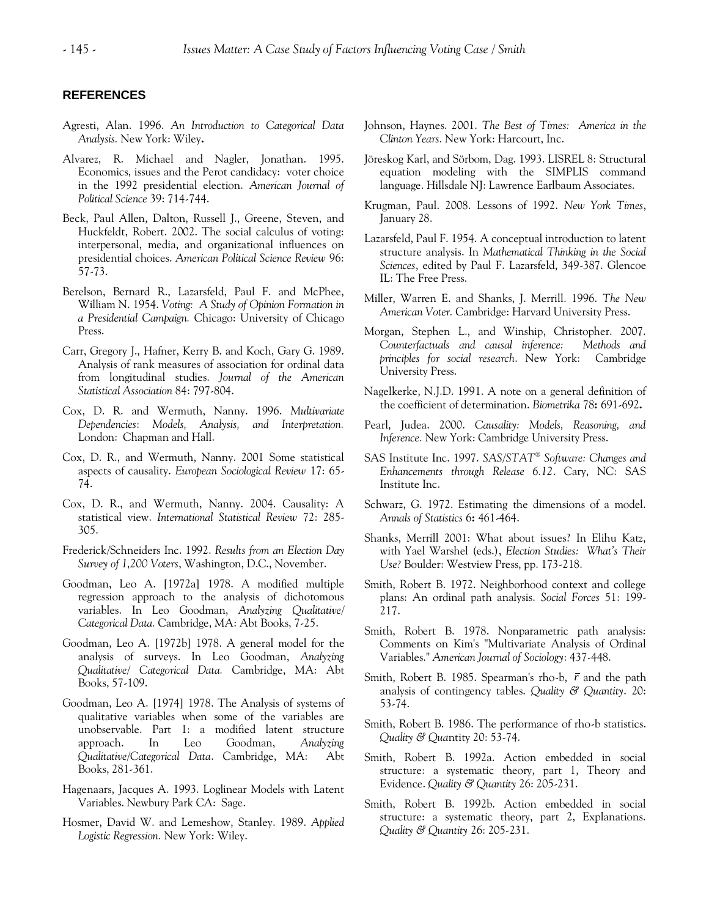## REFERENCES

Agresti, Alan. 1996. *An Introduction to Categorical Data Analysis.* New York: Wiley**.**

Alvarez, R. Michael and Nagler, Jonathan. 1995. Economics, issues and the Perot candidacy: voter choice in the 1992 presidential election. *American Journal of Political Science* 39: 714-744.

Beck, Paul Allen, Dalton, Russell J., Greene, Steven, and Huckfeldt, Robert. 2002. The social calculus of voting: interpersonal, media, and organizational influences on presidential choices. *American Political Science Review* 96: 57-73.

Berelson, Bernard R., Lazarsfeld, Paul F. and McPhee, William N. 1954. *Voting: A Study of Opinion Formation in a Presidential Campaign.* Chicago: University of Chicago Press.

Carr, Gregory J., Hafner, Kerry B. and Koch, Gary G. 1989. Analysis of rank measures of association for ordinal data from longitudinal studies. *Journal of the American Statistical Association* 84: 797-804.

Cox, D. R. and Wermuth, Nanny. 1996. *Multivariate Dependencies: Models, Analysis, and Interpretation.* London: Chapman and Hall.

Cox, D. R., and Wermuth, Nanny. 2001 Some statistical aspects of causality. *European Sociological Review* 17: 65-74.

Cox, D. R., and Wermuth, Nanny. 2004. Causality: A statistical view. *International Statistical Review* 72: 285-305.

Frederick/Schneiders Inc. 1992. *Results from an Election Day Survey of 1,200 Voters*, Washington, D.C., November.

Goodman, Leo A. [1972a] 1978. A modified multiple regression approach to the analysis of dichotomous variables. In Leo Goodman, *Analyzing Qualitative/ Categorical Data.* Cambridge, MA: Abt Books, 7-25.

Goodman, Leo A. [1972b] 1978. A general model for the analysis of surveys. In Leo Goodman, *Analyzing Qualitative/ Categorical Data.* Cambridge, MA: Abt Books, 57-109.

Goodman, Leo A. [1974] 1978. The Analysis of systems of qualitative variables when some of the variables are unobservable. Part 1: a modified latent structure approach. In Leo Goodman, *Analyzing Qualitative/Categorical Data*. Cambridge, MA: Abt Books, 281-361.

Hagenaars, Jacques A. 1993. Loglinear Models with Latent Variables. Newbury Park CA: Sage.

Hosmer, David W. and Lemeshow, Stanley. 1989. *Applied Logistic Regression.* New York: Wiley.

Johnson, Haynes. 2001. *The Best of Times: America in the Clinton Years.* New York: Harcourt, Inc.

Jöreskog Karl, and Sörbom, Dag. 1993. LISREL 8: Structural equation modeling with the SIMPLIS command language. Hillsdale NJ: Lawrence Earlbaum Associates.

Krugman, Paul. 2008. Lessons of 1992. *New York Times*, January 28.

Lazarsfeld, Paul F. 1954. A conceptual introduction to latent structure analysis. In *Mathematical Thinking in the Social Sciences*, edited by Paul F. Lazarsfeld, 349-387. Glencoe IL: The Free Press.

Miller, Warren E. and Shanks, J. Merrill. 1996. *The New American Voter.* Cambridge: Harvard University Press.

Morgan, Stephen L., and Winship, Christopher. 2007. *Counterfactuals and causal inference: Methods and principles for social research*. New York: Cambridge University Press.

Nagelkerke, N.J.D. 1991. A note on a general definition of the coefficient of determination. *Biometrika* 78**:** 691-692**.**

Pearl, Judea. 2000. *Causality: Models, Reasoning, and Inference.* New York: Cambridge University Press.

SAS Institute Inc. 1997. *SAS/STAT® Software: Changes and Enhancements through Release 6.12*. Cary, NC: SAS Institute Inc.

Schwarz, G. 1972. Estimating the dimensions of a model. *Annals of Statistics* 6**:** 461-464.

Shanks, Merrill 2001: What about issues? In Elihu Katz, with Yael Warshel (eds.), *Election Studies: What's Their Use?* Boulder: Westview Press, pp. 173-218.

Smith, Robert B. 1972. Neighborhood context and college plans: An ordinal path analysis. *Social Forces* 51: 199-217.

Smith, Robert B. 1978. Nonparametric path analysis: Comments on Kim's "Multivariate Analysis of Ordinal Variables." *American Journal of Sociology*: 437-448.

Smith, Robert B. 1985. Spearman's rho-b, $\bar{r}$ and the path analysis of contingency tables. *Quality & Quantity*. 20: 53-74.

Smith, Robert B. 1986. The performance of rho-b statistics. *Quality & Qua*ntity 20: 53-74.

Smith, Robert B. 1992a. Action embedded in social structure: a systematic theory, part 1, Theory and Evidence. *Quality & Quantity* 26: 205-231.

Smith, Robert B. 1992b. Action embedded in social structure: a systematic theory, part 2, Explanations. *Quality & Quantity* 26: 205-231.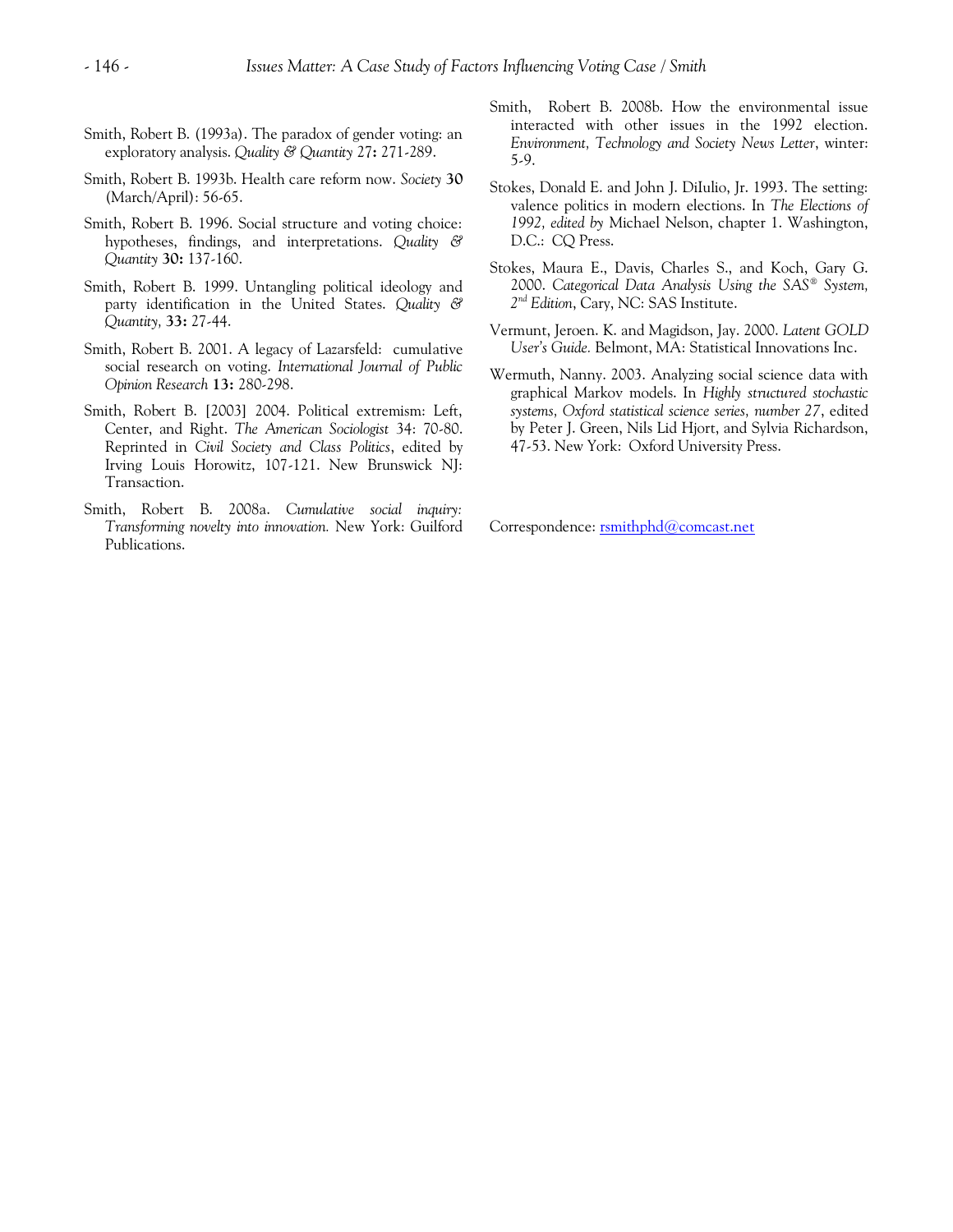Smith, Robert B. (1993a). The paradox of gender voting: an exploratory analysis. *Quality & Quantity* 27**:** 271-289.

Smith, Robert B. 1993b. Health care reform now. *Society* **30** (March/April): 56-65.

Smith, Robert B. 1996. Social structure and voting choice: hypotheses, findings, and interpretations. *Quality & Quantity* **30:** 137-160.

Smith, Robert B. 1999. Untangling political ideology and party identification in the United States. *Quality & Quantity,* **33:** 27-44.

Smith, Robert B. 2001. A legacy of Lazarsfeld: cumulative social research on voting. *International Journal of Public Opinion Research* **13:** 280-298.

Smith, Robert B. [2003] 2004. Political extremism: Left, Center, and Right. *The American Sociologist* 34: 70-80. Reprinted in *Civil Society and Class Politics*, edited by Irving Louis Horowitz, 107-121. New Brunswick NJ: Transaction.

Smith, Robert B. 2008a. *Cumulative social inquiry: Transforming novelty into innovation.* New York: Guilford Publications.

Smith, Robert B. 2008b. How the environmental issue interacted with other issues in the 1992 election. *Environment, Technology and Society News Letter*, winter: 5-9.

Stokes, Donald E. and John J. DiIulio, Jr. 1993. The setting: valence politics in modern elections. In *The Elections of 1992, edited by* Michael Nelson, chapter 1. Washington, D.C.: CQ Press.

Stokes, Maura E., Davis, Charles S., and Koch, Gary G. 2000. *Categorical Data Analysis Using the SAS® System, 2nd Edition*, Cary, NC: SAS Institute.

Vermunt, Jeroen. K. and Magidson, Jay. 2000. *Latent GOLD User's Guide.* Belmont, MA: Statistical Innovations Inc.

Wermuth, Nanny. 2003. Analyzing social science data with graphical Markov models. In *Highly structured stochastic systems, Oxford statistical science series, number 27*, edited by Peter J. Green, Nils Lid Hjort, and Sylvia Richardson, 47-53. New York: Oxford University Press.

Correspondence: rsmithphd@comcast.net